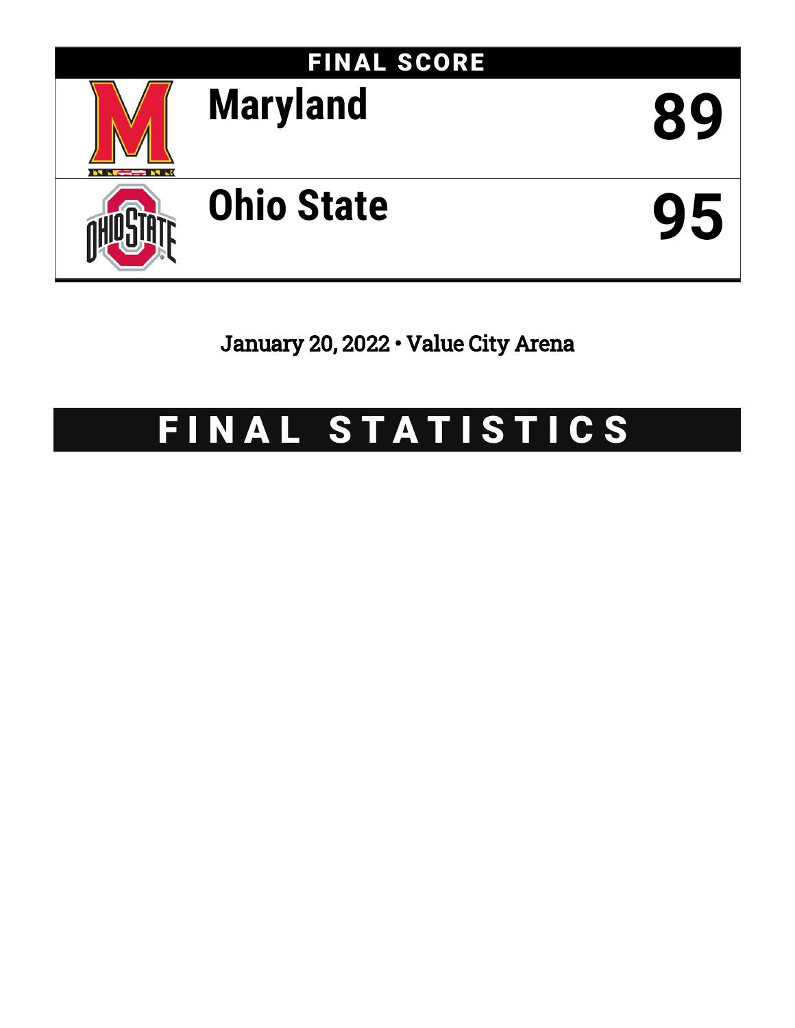# FINAL SCORE

| | |
|---|---|
| Maryland | 89 |
| Ohio State | 95 |

January 20, 2022 • Value City Arena

# FINAL STATISTICS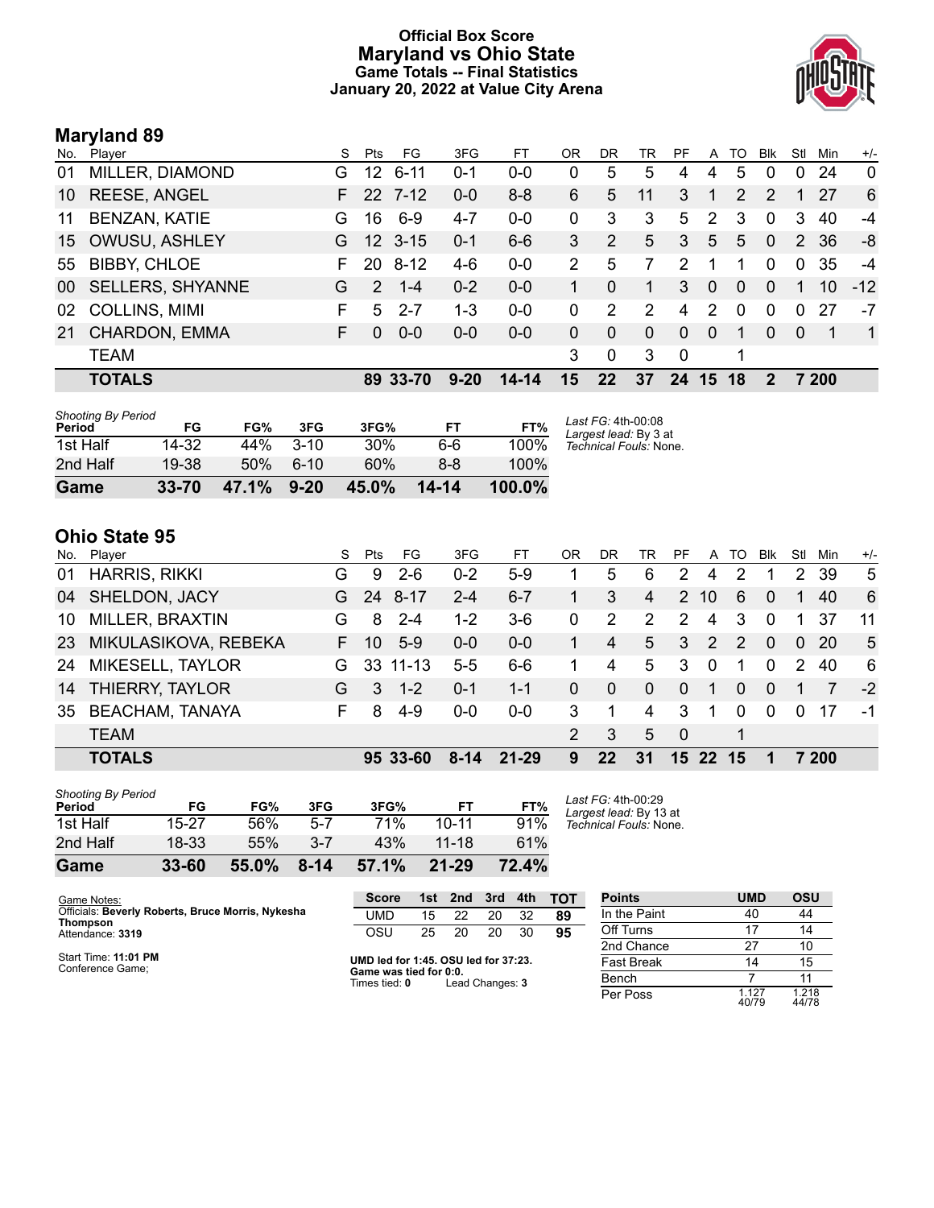# Official Box Score
# Maryland vs Ohio State
### Game Totals -- Final Statistics
### January 20, 2022 at Value City Arena

## Maryland 89

| No. | Player | S | Pts | FG | 3FG | FT | OR | DR | TR | PF | A | TO | Blk | Stl | Min | +/- |
|---|---|---|---|---|---|---|---|---|---|---|---|---|---|---|---|---|
| 01 | MILLER, DIAMOND | G | 12 | 6-11 | 0-1 | 0-0 | 0 | 5 | 5 | 4 | 4 | 5 | 0 | 0 | 24 | 0 |
| 10 | REESE, ANGEL | F | 22 | 7-12 | 0-0 | 8-8 | 6 | 5 | 11 | 3 | 1 | 2 | 2 | 1 | 27 | 6 |
| 11 | BENZAN, KATIE | G | 16 | 6-9 | 4-7 | 0-0 | 0 | 3 | 3 | 5 | 2 | 3 | 0 | 3 | 40 | -4 |
| 15 | OWUSU, ASHLEY | G | 12 | 3-15 | 0-1 | 6-6 | 3 | 2 | 5 | 3 | 5 | 5 | 0 | 2 | 36 | -8 |
| 55 | BIBBY, CHLOE | F | 20 | 8-12 | 4-6 | 0-0 | 2 | 5 | 7 | 2 | 1 | 1 | 0 | 0 | 35 | -4 |
| 00 | SELLERS, SHYANNE | G | 2 | 1-4 | 0-2 | 0-0 | 1 | 0 | 1 | 3 | 0 | 0 | 0 | 1 | 10 | -12 |
| 02 | COLLINS, MIMI | F | 5 | 2-7 | 1-3 | 0-0 | 0 | 2 | 2 | 4 | 2 | 0 | 0 | 0 | 27 | -7 |
| 21 | CHARDON, EMMA | F | 0 | 0-0 | 0-0 | 0-0 | 0 | 0 | 0 | 0 | 0 | 1 | 0 | 0 | 1 | 1 |
| | TEAM | | | | | | 3 | 0 | 3 | 0 | | 1 | | | | |
| | **TOTALS** | | **89** | **33-70** | **9-20** | **14-14** | **15** | **22** | **37** | **24** | **15** | **18** | **2** | **7** | **200** | |

*Shooting By Period*

| Period | FG | FG% | 3FG | 3FG% | FT | FT% |
|---|---|---|---|---|---|---|
| 1st Half | 14-32 | 44% | 3-10 | 30% | 6-6 | 100% |
| 2nd Half | 19-38 | 50% | 6-10 | 60% | 8-8 | 100% |
| **Game** | **33-70** | **47.1%** | **9-20** | **45.0%** | **14-14** | **100.0%** |

*Last FG:* 4th-00:08
*Largest lead:* By 3 at
*Technical Fouls:* None.

## Ohio State 95

| No. | Player | S | Pts | FG | 3FG | FT | OR | DR | TR | PF | A | TO | Blk | Stl | Min | +/- |
|---|---|---|---|---|---|---|---|---|---|---|---|---|---|---|---|---|
| 01 | HARRIS, RIKKI | G | 9 | 2-6 | 0-2 | 5-9 | 1 | 5 | 6 | 2 | 4 | 2 | 1 | 2 | 39 | 5 |
| 04 | SHELDON, JACY | G | 24 | 8-17 | 2-4 | 6-7 | 1 | 3 | 4 | 2 | 10 | 6 | 0 | 1 | 40 | 6 |
| 10 | MILLER, BRAXTIN | G | 8 | 2-4 | 1-2 | 3-6 | 0 | 2 | 2 | 2 | 4 | 3 | 0 | 1 | 37 | 11 |
| 23 | MIKULASIKOVA, REBEKA | F | 10 | 5-9 | 0-0 | 0-0 | 1 | 4 | 5 | 3 | 2 | 2 | 0 | 0 | 20 | 5 |
| 24 | MIKESELL, TAYLOR | G | 33 | 11-13 | 5-5 | 6-6 | 1 | 4 | 5 | 3 | 0 | 1 | 0 | 2 | 40 | 6 |
| 14 | THIERRY, TAYLOR | G | 3 | 1-2 | 0-1 | 1-1 | 0 | 0 | 0 | 0 | 1 | 0 | 0 | 1 | 7 | -2 |
| 35 | BEACHAM, TANAYA | F | 8 | 4-9 | 0-0 | 0-0 | 3 | 1 | 4 | 3 | 1 | 0 | 0 | 0 | 17 | -1 |
| | TEAM | | | | | | 2 | 3 | 5 | 0 | | 1 | | | | |
| | **TOTALS** | | **95** | **33-60** | **8-14** | **21-29** | **9** | **22** | **31** | **15** | **22** | **15** | **1** | **7** | **200** | |

*Shooting By Period*

| Period | FG | FG% | 3FG | 3FG% | FT | FT% |
|---|---|---|---|---|---|---|
| 1st Half | 15-27 | 56% | 5-7 | 71% | 10-11 | 91% |
| 2nd Half | 18-33 | 55% | 3-7 | 43% | 11-18 | 61% |
| **Game** | **33-60** | **55.0%** | **8-14** | **57.1%** | **21-29** | **72.4%** |

*Last FG:* 4th-00:29
*Largest lead:* By 13 at
*Technical Fouls:* None.

Game Notes:
Officials: **Beverly Roberts, Bruce Morris, Nykesha Thompson**
Attendance: **3319**

Start Time: **11:01 PM**
Conference Game;

| Score | 1st | 2nd | 3rd | 4th | TOT |
|---|---|---|---|---|---|
| UMD | 15 | 22 | 20 | 32 | **89** |
| OSU | 25 | 20 | 20 | 30 | **95** |

**UMD led for 1:45. OSU led for 37:23.**
**Game was tied for 0:0.**
Times tied: **0** Lead Changes: **3**

| Points | UMD | OSU |
|---|---|---|
| In the Paint | 40 | 44 |
| Off Turns | 17 | 14 |
| 2nd Chance | 27 | 10 |
| Fast Break | 14 | 15 |
| Bench | 7 | 11 |
| Per Poss | 1.127 40/79 | 1.218 44/78 |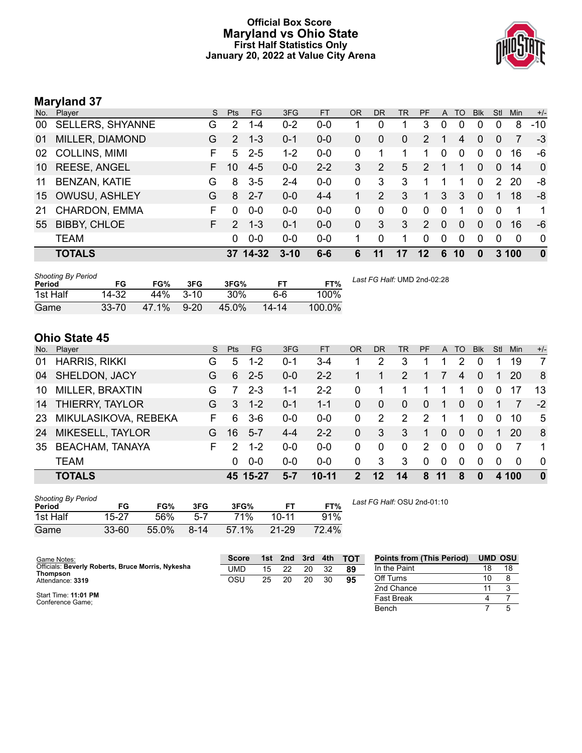# Official Box Score
# Maryland vs Ohio State
### First Half Statistics Only
### January 20, 2022 at Value City Arena

## Maryland 37

| No. | Player | S | Pts | FG | 3FG | FT | OR | DR | TR | PF | A | TO | Blk | Stl | Min | +/- |
|---|---|---|---|---|---|---|---|---|---|---|---|---|---|---|---|---|
| 00 | SELLERS, SHYANNE | G | 2 | 1-4 | 0-2 | 0-0 | 1 | 0 | 1 | 3 | 0 | 0 | 0 | 0 | 8 | -10 |
| 01 | MILLER, DIAMOND | G | 2 | 1-3 | 0-1 | 0-0 | 0 | 0 | 0 | 2 | 1 | 4 | 0 | 0 | 7 | -3 |
| 02 | COLLINS, MIMI | F | 5 | 2-5 | 1-2 | 0-0 | 0 | 1 | 1 | 1 | 0 | 0 | 0 | 0 | 16 | -6 |
| 10 | REESE, ANGEL | F | 10 | 4-5 | 0-0 | 2-2 | 3 | 2 | 5 | 2 | 1 | 1 | 0 | 0 | 14 | 0 |
| 11 | BENZAN, KATIE | G | 8 | 3-5 | 2-4 | 0-0 | 0 | 3 | 3 | 1 | 1 | 1 | 0 | 2 | 20 | -8 |
| 15 | OWUSU, ASHLEY | G | 8 | 2-7 | 0-0 | 4-4 | 1 | 2 | 3 | 1 | 3 | 3 | 0 | 1 | 18 | -8 |
| 21 | CHARDON, EMMA | F | 0 | 0-0 | 0-0 | 0-0 | 0 | 0 | 0 | 0 | 0 | 1 | 0 | 0 | 1 | 1 |
| 55 | BIBBY, CHLOE | F | 2 | 1-3 | 0-1 | 0-0 | 0 | 3 | 3 | 2 | 0 | 0 | 0 | 0 | 16 | -6 |
| | TEAM | | 0 | 0-0 | 0-0 | 0-0 | 1 | 0 | 1 | 0 | 0 | 0 | 0 | 0 | 0 | 0 |
| | **TOTALS** | | **37** | **14-32** | **3-10** | **6-6** | **6** | **11** | **17** | **12** | **6** | **10** | **0** | **3** | **100** | **0** |

*Shooting By Period*

| Period | FG | FG% | 3FG | 3FG% | FT | FT% |
|---|---|---|---|---|---|---|
| 1st Half | 14-32 | 44% | 3-10 | 30% | 6-6 | 100% |
| Game | 33-70 | 47.1% | 9-20 | 45.0% | 14-14 | 100.0% |

*Last FG Half:* UMD 2nd-02:28

## Ohio State 45

| No. | Player | S | Pts | FG | 3FG | FT | OR | DR | TR | PF | A | TO | Blk | Stl | Min | +/- |
|---|---|---|---|---|---|---|---|---|---|---|---|---|---|---|---|---|
| 01 | HARRIS, RIKKI | G | 5 | 1-2 | 0-1 | 3-4 | 1 | 2 | 3 | 1 | 1 | 2 | 0 | 1 | 19 | 7 |
| 04 | SHELDON, JACY | G | 6 | 2-5 | 0-0 | 2-2 | 1 | 1 | 2 | 1 | 7 | 4 | 0 | 1 | 20 | 8 |
| 10 | MILLER, BRAXTIN | G | 7 | 2-3 | 1-1 | 2-2 | 0 | 1 | 1 | 1 | 1 | 1 | 0 | 0 | 17 | 13 |
| 14 | THIERRY, TAYLOR | G | 3 | 1-2 | 0-1 | 1-1 | 0 | 0 | 0 | 0 | 1 | 0 | 0 | 1 | 7 | -2 |
| 23 | MIKULASIKOVA, REBEKA | F | 6 | 3-6 | 0-0 | 0-0 | 0 | 2 | 2 | 2 | 1 | 1 | 0 | 0 | 10 | 5 |
| 24 | MIKESELL, TAYLOR | G | 16 | 5-7 | 4-4 | 2-2 | 0 | 3 | 3 | 1 | 0 | 0 | 0 | 1 | 20 | 8 |
| 35 | BEACHAM, TANAYA | F | 2 | 1-2 | 0-0 | 0-0 | 0 | 0 | 0 | 2 | 0 | 0 | 0 | 0 | 7 | 1 |
| | TEAM | | 0 | 0-0 | 0-0 | 0-0 | 0 | 3 | 3 | 0 | 0 | 0 | 0 | 0 | 0 | 0 |
| | **TOTALS** | | **45** | **15-27** | **5-7** | **10-11** | **2** | **12** | **14** | **8** | **11** | **8** | **0** | **4** | **100** | **0** |

*Shooting By Period*

| Period | FG | FG% | 3FG | 3FG% | FT | FT% |
|---|---|---|---|---|---|---|
| 1st Half | 15-27 | 56% | 5-7 | 71% | 10-11 | 91% |
| Game | 33-60 | 55.0% | 8-14 | 57.1% | 21-29 | 72.4% |

*Last FG Half:* OSU 2nd-01:10

Game Notes:
Officials: **Beverly Roberts, Bruce Morris, Nykesha Thompson**
Attendance: **3319**

Start Time: **11:01 PM**
Conference Game;

| Score | 1st | 2nd | 3rd | 4th | TOT |
|---|---|---|---|---|---|
| UMD | 15 | 22 | 20 | 32 | 89 |
| OSU | 25 | 20 | 20 | 30 | 95 |

| Points from (This Period) | UMD | OSU |
|---|---|---|
| In the Paint | 18 | 18 |
| Off Turns | 10 | 8 |
| 2nd Chance | 11 | 3 |
| Fast Break | 4 | 7 |
| Bench | 7 | 5 |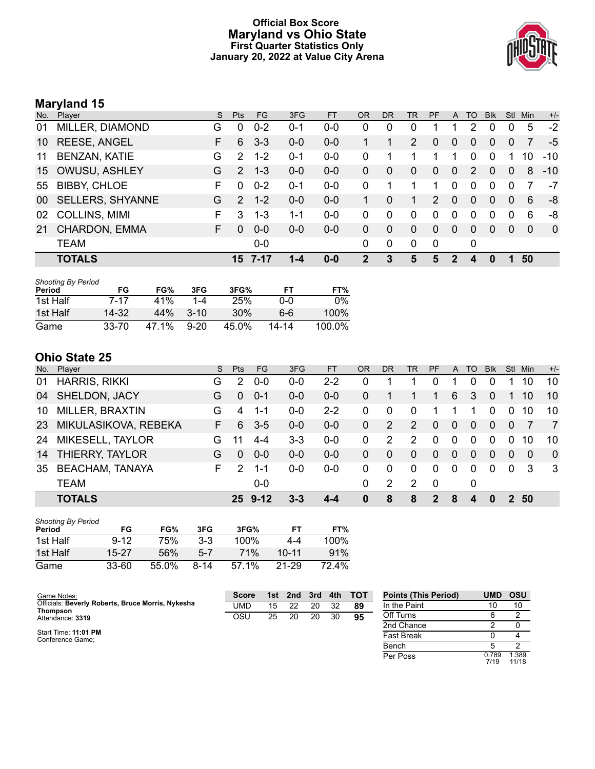# Official Box Score
# Maryland vs Ohio State
### First Quarter Statistics Only
### January 20, 2022 at Value City Arena

## Maryland 15

| No. | Player | S | Pts | FG | 3FG | FT | OR | DR | TR | PF | A | TO | Blk | Stl | Min | +/- |
|---|---|---|---|---|---|---|---|---|---|---|---|---|---|---|---|---|
| 01 | MILLER, DIAMOND | G | 0 | 0-2 | 0-1 | 0-0 | 0 | 0 | 0 | 1 | 1 | 2 | 0 | 0 | 5 | -2 |
| 10 | REESE, ANGEL | F | 6 | 3-3 | 0-0 | 0-0 | 1 | 1 | 2 | 0 | 0 | 0 | 0 | 0 | 7 | -5 |
| 11 | BENZAN, KATIE | G | 2 | 1-2 | 0-1 | 0-0 | 0 | 1 | 1 | 1 | 1 | 0 | 0 | 1 | 10 | -10 |
| 15 | OWUSU, ASHLEY | G | 2 | 1-3 | 0-0 | 0-0 | 0 | 0 | 0 | 0 | 0 | 2 | 0 | 0 | 8 | -10 |
| 55 | BIBBY, CHLOE | F | 0 | 0-2 | 0-1 | 0-0 | 0 | 1 | 1 | 1 | 0 | 0 | 0 | 0 | 7 | -7 |
| 00 | SELLERS, SHYANNE | G | 2 | 1-2 | 0-0 | 0-0 | 1 | 0 | 1 | 2 | 0 | 0 | 0 | 0 | 6 | -8 |
| 02 | COLLINS, MIMI | F | 3 | 1-3 | 1-1 | 0-0 | 0 | 0 | 0 | 0 | 0 | 0 | 0 | 0 | 6 | -8 |
| 21 | CHARDON, EMMA | F | 0 | 0-0 | 0-0 | 0-0 | 0 | 0 | 0 | 0 | 0 | 0 | 0 | 0 | 0 | 0 |
| | TEAM | | | 0-0 | | | 0 | 0 | 0 | 0 | | 0 | | | | |
| | **TOTALS** | | **15** | **7-17** | **1-4** | **0-0** | **2** | **3** | **5** | **5** | **2** | **4** | **0** | **1** | **50** | |

*Shooting By Period*

| Period | FG | FG% | 3FG | 3FG% | FT | FT% |
|---|---|---|---|---|---|---|
| 1st Half | 7-17 | 41% | 1-4 | 25% | 0-0 | 0% |
| 1st Half | 14-32 | 44% | 3-10 | 30% | 6-6 | 100% |
| Game | 33-70 | 47.1% | 9-20 | 45.0% | 14-14 | 100.0% |

## Ohio State 25

| No. | Player | S | Pts | FG | 3FG | FT | OR | DR | TR | PF | A | TO | Blk | Stl | Min | +/- |
|---|---|---|---|---|---|---|---|---|---|---|---|---|---|---|---|---|
| 01 | HARRIS, RIKKI | G | 2 | 0-0 | 0-0 | 2-2 | 0 | 1 | 1 | 0 | 1 | 0 | 0 | 1 | 10 | 10 |
| 04 | SHELDON, JACY | G | 0 | 0-1 | 0-0 | 0-0 | 0 | 1 | 1 | 1 | 6 | 3 | 0 | 1 | 10 | 10 |
| 10 | MILLER, BRAXTIN | G | 4 | 1-1 | 0-0 | 2-2 | 0 | 0 | 0 | 1 | 1 | 1 | 0 | 0 | 10 | 10 |
| 23 | MIKULASIKOVA, REBEKA | F | 6 | 3-5 | 0-0 | 0-0 | 0 | 2 | 2 | 0 | 0 | 0 | 0 | 0 | 7 | 7 |
| 24 | MIKESELL, TAYLOR | G | 11 | 4-4 | 3-3 | 0-0 | 0 | 2 | 2 | 0 | 0 | 0 | 0 | 0 | 10 | 10 |
| 14 | THIERRY, TAYLOR | G | 0 | 0-0 | 0-0 | 0-0 | 0 | 0 | 0 | 0 | 0 | 0 | 0 | 0 | 0 | 0 |
| 35 | BEACHAM, TANAYA | F | 2 | 1-1 | 0-0 | 0-0 | 0 | 0 | 0 | 0 | 0 | 0 | 0 | 0 | 3 | 3 |
| | TEAM | | | 0-0 | | | 0 | 2 | 2 | 0 | | 0 | | | | |
| | **TOTALS** | | **25** | **9-12** | **3-3** | **4-4** | **0** | **8** | **8** | **2** | **8** | **4** | **0** | **2** | **50** | |

*Shooting By Period*

| Period | FG | FG% | 3FG | 3FG% | FT | FT% |
|---|---|---|---|---|---|---|
| 1st Half | 9-12 | 75% | 3-3 | 100% | 4-4 | 100% |
| 1st Half | 15-27 | 56% | 5-7 | 71% | 10-11 | 91% |
| Game | 33-60 | 55.0% | 8-14 | 57.1% | 21-29 | 72.4% |

Game Notes:
Officials: **Beverly Roberts, Bruce Morris, Nykesha Thompson**
Attendance: **3319**

Start Time: **11:01 PM**
Conference Game;

| Score | 1st | 2nd | 3rd | 4th | TOT |
|---|---|---|---|---|---|
| UMD | 15 | 22 | 20 | 32 | **89** |
| OSU | 25 | 20 | 20 | 30 | **95** |

| Points (This Period) | UMD | OSU |
|---|---|---|
| In the Paint | 10 | 10 |
| Off Turns | 6 | 2 |
| 2nd Chance | 2 | 0 |
| Fast Break | 0 | 4 |
| Bench | 5 | 2 |
| Per Poss | 0.789 7/19 | 1.389 11/18 |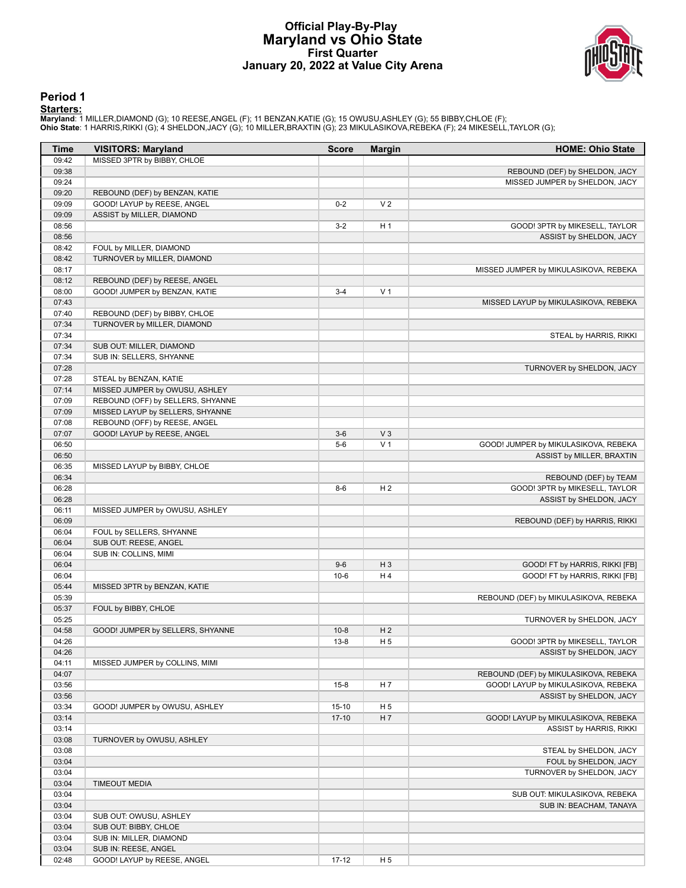# Official Play-By-Play
# Maryland vs Ohio State
## First Quarter
## January 20, 2022 at Value City Arena

## Period 1

**Starters:**

**Maryland**: 1 MILLER,DIAMOND (G); 10 REESE,ANGEL (F); 11 BENZAN,KATIE (G); 15 OWUSU,ASHLEY (G); 55 BIBBY,CHLOE (F);
**Ohio State**: 1 HARRIS,RIKKI (G); 4 SHELDON,JACY (G); 10 MILLER,BRAXTIN (G); 23 MIKULASIKOVA,REBEKA (F); 24 MIKESELL,TAYLOR (G);

| Time | VISITORS: Maryland | Score | Margin | HOME: Ohio State |
|---|---|---|---|---|
| 09:42 | MISSED 3PTR by BIBBY, CHLOE | | | |
| 09:38 | | | | REBOUND (DEF) by SHELDON, JACY |
| 09:24 | | | | MISSED JUMPER by SHELDON, JACY |
| 09:20 | REBOUND (DEF) by BENZAN, KATIE | | | |
| 09:09 | GOOD! LAYUP by REESE, ANGEL | 0-2 | V 2 | |
| 09:09 | ASSIST by MILLER, DIAMOND | | | |
| 08:56 | | 3-2 | H 1 | GOOD! 3PTR by MIKESELL, TAYLOR |
| 08:56 | | | | ASSIST by SHELDON, JACY |
| 08:42 | FOUL by MILLER, DIAMOND | | | |
| 08:42 | TURNOVER by MILLER, DIAMOND | | | |
| 08:17 | | | | MISSED JUMPER by MIKULASIKOVA, REBEKA |
| 08:12 | REBOUND (DEF) by REESE, ANGEL | | | |
| 08:00 | GOOD! JUMPER by BENZAN, KATIE | 3-4 | V 1 | |
| 07:43 | | | | MISSED LAYUP by MIKULASIKOVA, REBEKA |
| 07:40 | REBOUND (DEF) by BIBBY, CHLOE | | | |
| 07:34 | TURNOVER by MILLER, DIAMOND | | | |
| 07:34 | | | | STEAL by HARRIS, RIKKI |
| 07:34 | SUB OUT: MILLER, DIAMOND | | | |
| 07:34 | SUB IN: SELLERS, SHYANNE | | | |
| 07:28 | | | | TURNOVER by SHELDON, JACY |
| 07:28 | STEAL by BENZAN, KATIE | | | |
| 07:14 | MISSED JUMPER by OWUSU, ASHLEY | | | |
| 07:09 | REBOUND (OFF) by SELLERS, SHYANNE | | | |
| 07:09 | MISSED LAYUP by SELLERS, SHYANNE | | | |
| 07:08 | REBOUND (OFF) by REESE, ANGEL | | | |
| 07:07 | GOOD! LAYUP by REESE, ANGEL | 3-6 | V 3 | |
| 06:50 | | 5-6 | V 1 | GOOD! JUMPER by MIKULASIKOVA, REBEKA |
| 06:50 | | | | ASSIST by MILLER, BRAXTIN |
| 06:35 | MISSED LAYUP by BIBBY, CHLOE | | | |
| 06:34 | | | | REBOUND (DEF) by TEAM |
| 06:28 | | 8-6 | H 2 | GOOD! 3PTR by MIKESELL, TAYLOR |
| 06:28 | | | | ASSIST by SHELDON, JACY |
| 06:11 | MISSED JUMPER by OWUSU, ASHLEY | | | |
| 06:09 | | | | REBOUND (DEF) by HARRIS, RIKKI |
| 06:04 | FOUL by SELLERS, SHYANNE | | | |
| 06:04 | SUB OUT: REESE, ANGEL | | | |
| 06:04 | SUB IN: COLLINS, MIMI | | | |
| 06:04 | | 9-6 | H 3 | GOOD! FT by HARRIS, RIKKI [FB] |
| 06:04 | | 10-6 | H 4 | GOOD! FT by HARRIS, RIKKI [FB] |
| 05:44 | MISSED 3PTR by BENZAN, KATIE | | | |
| 05:39 | | | | REBOUND (DEF) by MIKULASIKOVA, REBEKA |
| 05:37 | FOUL by BIBBY, CHLOE | | | |
| 05:25 | | | | TURNOVER by SHELDON, JACY |
| 04:58 | GOOD! JUMPER by SELLERS, SHYANNE | 10-8 | H 2 | |
| 04:26 | | 13-8 | H 5 | GOOD! 3PTR by MIKESELL, TAYLOR |
| 04:26 | | | | ASSIST by SHELDON, JACY |
| 04:11 | MISSED JUMPER by COLLINS, MIMI | | | |
| 04:07 | | | | REBOUND (DEF) by MIKULASIKOVA, REBEKA |
| 03:56 | | 15-8 | H 7 | GOOD! LAYUP by MIKULASIKOVA, REBEKA |
| 03:56 | | | | ASSIST by SHELDON, JACY |
| 03:34 | GOOD! JUMPER by OWUSU, ASHLEY | 15-10 | H 5 | |
| 03:14 | | 17-10 | H 7 | GOOD! LAYUP by MIKULASIKOVA, REBEKA |
| 03:14 | | | | ASSIST by HARRIS, RIKKI |
| 03:08 | TURNOVER by OWUSU, ASHLEY | | | |
| 03:08 | | | | STEAL by SHELDON, JACY |
| 03:04 | | | | FOUL by SHELDON, JACY |
| 03:04 | | | | TURNOVER by SHELDON, JACY |
| 03:04 | TIMEOUT MEDIA | | | |
| 03:04 | | | | SUB OUT: MIKULASIKOVA, REBEKA |
| 03:04 | | | | SUB IN: BEACHAM, TANAYA |
| 03:04 | SUB OUT: OWUSU, ASHLEY | | | |
| 03:04 | SUB OUT: BIBBY, CHLOE | | | |
| 03:04 | SUB IN: MILLER, DIAMOND | | | |
| 03:04 | SUB IN: REESE, ANGEL | | | |
| 02:48 | GOOD! LAYUP by REESE, ANGEL | 17-12 | H 5 | |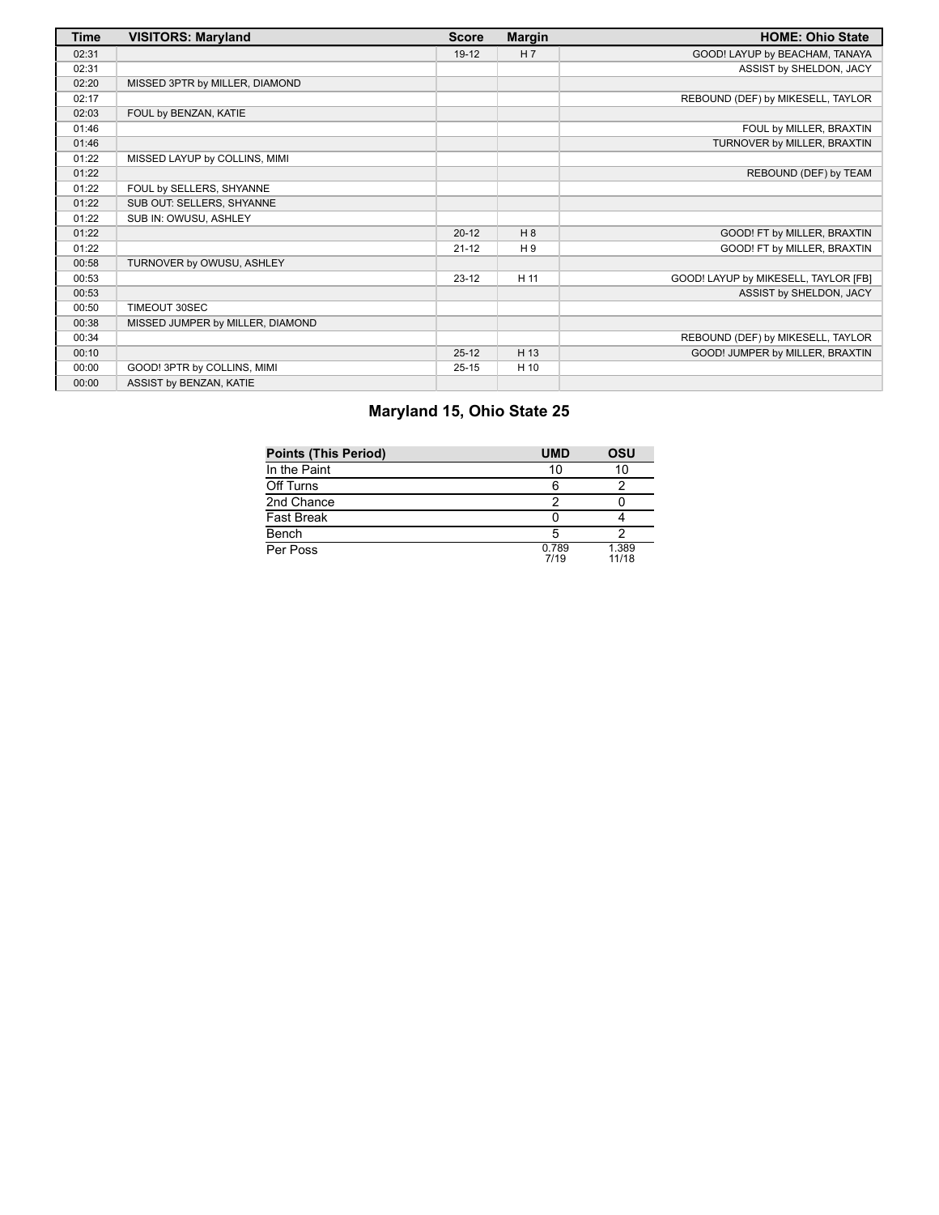| Time | VISITORS: Maryland | Score | Margin | HOME: Ohio State |
|---|---|---|---|---|
| 02:31 | | 19-12 | H 7 | GOOD! LAYUP by BEACHAM, TANAYA |
| 02:31 | | | | ASSIST by SHELDON, JACY |
| 02:20 | MISSED 3PTR by MILLER, DIAMOND | | | |
| 02:17 | | | | REBOUND (DEF) by MIKESELL, TAYLOR |
| 02:03 | FOUL by BENZAN, KATIE | | | |
| 01:46 | | | | FOUL by MILLER, BRAXTIN |
| 01:46 | | | | TURNOVER by MILLER, BRAXTIN |
| 01:22 | MISSED LAYUP by COLLINS, MIMI | | | |
| 01:22 | | | | REBOUND (DEF) by TEAM |
| 01:22 | FOUL by SELLERS, SHYANNE | | | |
| 01:22 | SUB OUT: SELLERS, SHYANNE | | | |
| 01:22 | SUB IN: OWUSU, ASHLEY | | | |
| 01:22 | | 20-12 | H 8 | GOOD! FT by MILLER, BRAXTIN |
| 01:22 | | 21-12 | H 9 | GOOD! FT by MILLER, BRAXTIN |
| 00:58 | TURNOVER by OWUSU, ASHLEY | | | |
| 00:53 | | 23-12 | H 11 | GOOD! LAYUP by MIKESELL, TAYLOR [FB] |
| 00:53 | | | | ASSIST by SHELDON, JACY |
| 00:50 | TIMEOUT 30SEC | | | |
| 00:38 | MISSED JUMPER by MILLER, DIAMOND | | | |
| 00:34 | | | | REBOUND (DEF) by MIKESELL, TAYLOR |
| 00:10 | | 25-12 | H 13 | GOOD! JUMPER by MILLER, BRAXTIN |
| 00:00 | GOOD! 3PTR by COLLINS, MIMI | 25-15 | H 10 | |
| 00:00 | ASSIST by BENZAN, KATIE | | | |

## Maryland 15, Ohio State 25

| Points (This Period) | UMD | OSU |
|---|---|---|
| In the Paint | 10 | 10 |
| Off Turns | 6 | 2 |
| 2nd Chance | 2 | 0 |
| Fast Break | 0 | 4 |
| Bench | 5 | 2 |
| Per Poss | 0.789 7/19 | 1.389 11/18 |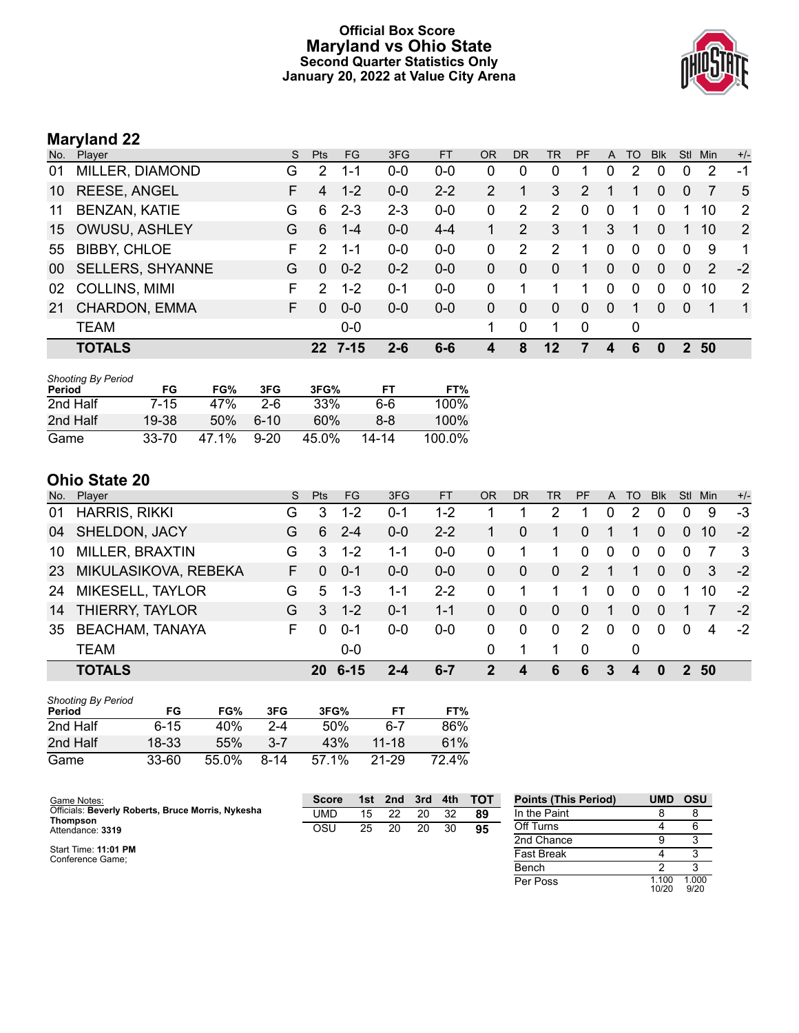# Official Box Score
# Maryland vs Ohio State
### Second Quarter Statistics Only
### January 20, 2022 at Value City Arena

## Maryland 22

| No. | Player | S | Pts | FG | 3FG | FT | OR | DR | TR | PF | A | TO | Blk | Stl | Min | +/- |
|---|---|---|---|---|---|---|---|---|---|---|---|---|---|---|---|---|
| 01 | MILLER, DIAMOND | G | 2 | 1-1 | 0-0 | 0-0 | 0 | 0 | 0 | 1 | 0 | 2 | 0 | 0 | 2 | -1 |
| 10 | REESE, ANGEL | F | 4 | 1-2 | 0-0 | 2-2 | 2 | 1 | 3 | 2 | 1 | 1 | 0 | 0 | 7 | 5 |
| 11 | BENZAN, KATIE | G | 6 | 2-3 | 2-3 | 0-0 | 0 | 2 | 2 | 0 | 0 | 1 | 0 | 1 | 10 | 2 |
| 15 | OWUSU, ASHLEY | G | 6 | 1-4 | 0-0 | 4-4 | 1 | 2 | 3 | 1 | 3 | 1 | 0 | 1 | 10 | 2 |
| 55 | BIBBY, CHLOE | F | 2 | 1-1 | 0-0 | 0-0 | 0 | 2 | 2 | 1 | 0 | 0 | 0 | 0 | 9 | 1 |
| 00 | SELLERS, SHYANNE | G | 0 | 0-2 | 0-2 | 0-0 | 0 | 0 | 0 | 1 | 0 | 0 | 0 | 0 | 2 | -2 |
| 02 | COLLINS, MIMI | F | 2 | 1-2 | 0-1 | 0-0 | 0 | 1 | 1 | 1 | 0 | 0 | 0 | 0 | 10 | 2 |
| 21 | CHARDON, EMMA | F | 0 | 0-0 | 0-0 | 0-0 | 0 | 0 | 0 | 0 | 0 | 1 | 0 | 0 | 1 | 1 |
| | TEAM | | | 0-0 | | | 1 | 0 | 1 | 0 | | 0 | | | | |
| | **TOTALS** | | **22** | **7-15** | **2-6** | **6-6** | **4** | **8** | **12** | **7** | **4** | **6** | **0** | **2** | **50** | |

*Shooting By Period*

| Period | FG | FG% | 3FG | 3FG% | FT | FT% |
|---|---|---|---|---|---|---|
| 2nd Half | 7-15 | 47% | 2-6 | 33% | 6-6 | 100% |
| 2nd Half | 19-38 | 50% | 6-10 | 60% | 8-8 | 100% |
| Game | 33-70 | 47.1% | 9-20 | 45.0% | 14-14 | 100.0% |

## Ohio State 20

| No. | Player | S | Pts | FG | 3FG | FT | OR | DR | TR | PF | A | TO | Blk | Stl | Min | +/- |
|---|---|---|---|---|---|---|---|---|---|---|---|---|---|---|---|---|
| 01 | HARRIS, RIKKI | G | 3 | 1-2 | 0-1 | 1-2 | 1 | 1 | 2 | 1 | 0 | 2 | 0 | 0 | 9 | -3 |
| 04 | SHELDON, JACY | G | 6 | 2-4 | 0-0 | 2-2 | 1 | 0 | 1 | 0 | 1 | 1 | 0 | 0 | 10 | -2 |
| 10 | MILLER, BRAXTIN | G | 3 | 1-2 | 1-1 | 0-0 | 0 | 1 | 1 | 0 | 0 | 0 | 0 | 0 | 7 | 3 |
| 23 | MIKULASIKOVA, REBEKA | F | 0 | 0-1 | 0-0 | 0-0 | 0 | 0 | 0 | 2 | 1 | 1 | 0 | 0 | 3 | -2 |
| 24 | MIKESELL, TAYLOR | G | 5 | 1-3 | 1-1 | 2-2 | 0 | 1 | 1 | 1 | 0 | 0 | 0 | 1 | 10 | -2 |
| 14 | THIERRY, TAYLOR | G | 3 | 1-2 | 0-1 | 1-1 | 0 | 0 | 0 | 0 | 1 | 0 | 0 | 1 | 7 | -2 |
| 35 | BEACHAM, TANAYA | F | 0 | 0-1 | 0-0 | 0-0 | 0 | 0 | 0 | 2 | 0 | 0 | 0 | 0 | 4 | -2 |
| | TEAM | | | 0-0 | | | 0 | 1 | 1 | 0 | | 0 | | | | |
| | **TOTALS** | | **20** | **6-15** | **2-4** | **6-7** | **2** | **4** | **6** | **6** | **3** | **4** | **0** | **2** | **50** | |

*Shooting By Period*

| Period | FG | FG% | 3FG | 3FG% | FT | FT% |
|---|---|---|---|---|---|---|
| 2nd Half | 6-15 | 40% | 2-4 | 50% | 6-7 | 86% |
| 2nd Half | 18-33 | 55% | 3-7 | 43% | 11-18 | 61% |
| Game | 33-60 | 55.0% | 8-14 | 57.1% | 21-29 | 72.4% |

Game Notes:
Officials: **Beverly Roberts, Bruce Morris, Nykesha Thompson**
Attendance: **3319**

Start Time: **11:01 PM**
Conference Game;

| Score | 1st | 2nd | 3rd | 4th | TOT |
|---|---|---|---|---|---|
| UMD | 15 | 22 | 20 | 32 | **89** |
| OSU | 25 | 20 | 20 | 30 | **95** |

| Points (This Period) | UMD | OSU |
|---|---|---|
| In the Paint | 8 | 8 |
| Off Turns | 4 | 6 |
| 2nd Chance | 9 | 3 |
| Fast Break | 4 | 3 |
| Bench | 2 | 3 |
| Per Poss | 1.100 10/20 | 1.000 9/20 |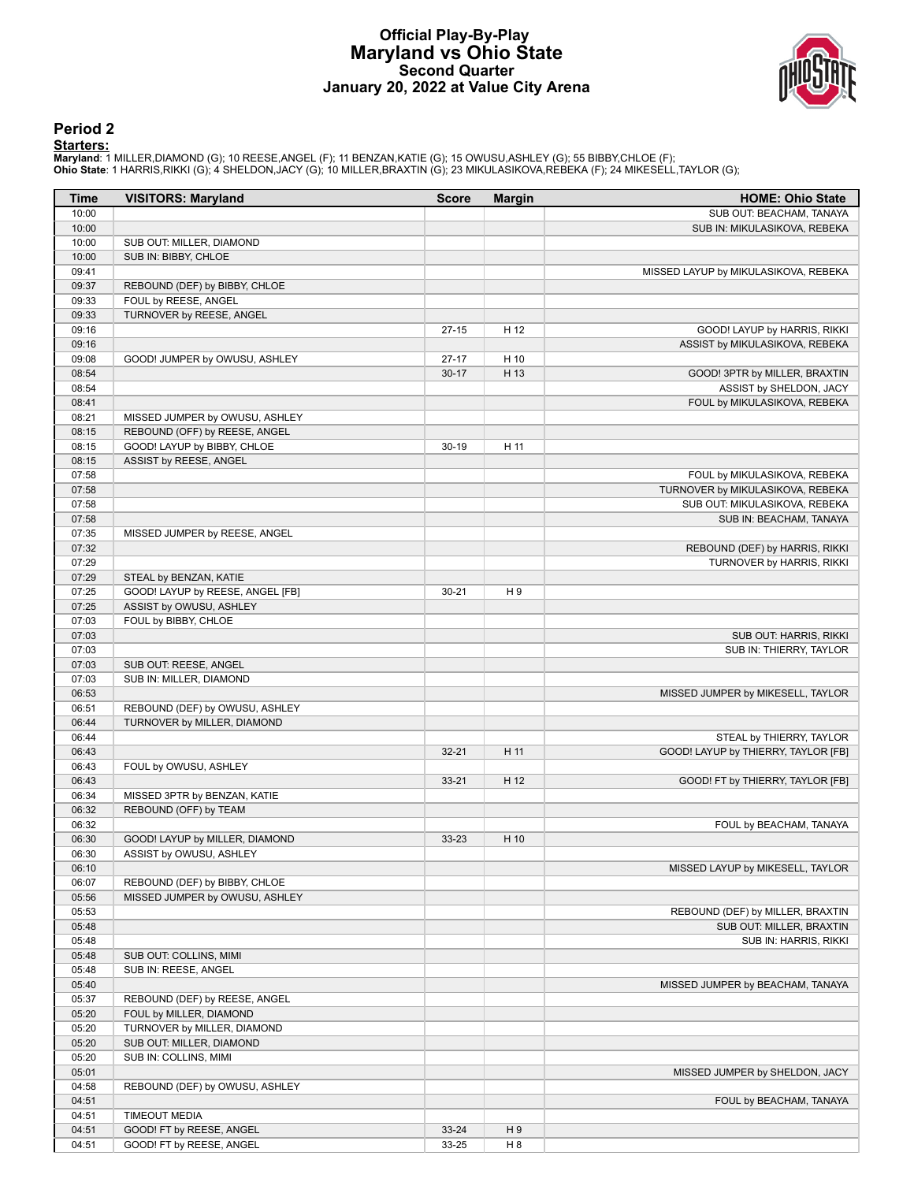# Official Play-By-Play
# Maryland vs Ohio State
# Second Quarter
# January 20, 2022 at Value City Arena

## Period 2

**Starters:**

**Maryland**: 1 MILLER,DIAMOND (G); 10 REESE,ANGEL (F); 11 BENZAN,KATIE (G); 15 OWUSU,ASHLEY (G); 55 BIBBY,CHLOE (F);
**Ohio State**: 1 HARRIS,RIKKI (G); 4 SHELDON,JACY (G); 10 MILLER,BRAXTIN (G); 23 MIKULASIKOVA,REBEKA (F); 24 MIKESELL,TAYLOR (G);

| Time | VISITORS: Maryland | Score | Margin | HOME: Ohio State |
|---|---|---|---|---|
| 10:00 | | | | SUB OUT: BEACHAM, TANAYA |
| 10:00 | | | | SUB IN: MIKULASIKOVA, REBEKA |
| 10:00 | SUB OUT: MILLER, DIAMOND | | | |
| 10:00 | SUB IN: BIBBY, CHLOE | | | |
| 09:41 | | | | MISSED LAYUP by MIKULASIKOVA, REBEKA |
| 09:37 | REBOUND (DEF) by BIBBY, CHLOE | | | |
| 09:33 | FOUL by REESE, ANGEL | | | |
| 09:33 | TURNOVER by REESE, ANGEL | | | |
| 09:16 | | 27-15 | H 12 | GOOD! LAYUP by HARRIS, RIKKI |
| 09:16 | | | | ASSIST by MIKULASIKOVA, REBEKA |
| 09:08 | GOOD! JUMPER by OWUSU, ASHLEY | 27-17 | H 10 | |
| 08:54 | | 30-17 | H 13 | GOOD! 3PTR by MILLER, BRAXTIN |
| 08:54 | | | | ASSIST by SHELDON, JACY |
| 08:41 | | | | FOUL by MIKULASIKOVA, REBEKA |
| 08:21 | MISSED JUMPER by OWUSU, ASHLEY | | | |
| 08:15 | REBOUND (OFF) by REESE, ANGEL | | | |
| 08:15 | GOOD! LAYUP by BIBBY, CHLOE | 30-19 | H 11 | |
| 08:15 | ASSIST by REESE, ANGEL | | | |
| 07:58 | | | | FOUL by MIKULASIKOVA, REBEKA |
| 07:58 | | | | TURNOVER by MIKULASIKOVA, REBEKA |
| 07:58 | | | | SUB OUT: MIKULASIKOVA, REBEKA |
| 07:58 | | | | SUB IN: BEACHAM, TANAYA |
| 07:35 | MISSED JUMPER by REESE, ANGEL | | | |
| 07:32 | | | | REBOUND (DEF) by HARRIS, RIKKI |
| 07:29 | | | | TURNOVER by HARRIS, RIKKI |
| 07:29 | STEAL by BENZAN, KATIE | | | |
| 07:25 | GOOD! LAYUP by REESE, ANGEL [FB] | 30-21 | H 9 | |
| 07:25 | ASSIST by OWUSU, ASHLEY | | | |
| 07:03 | FOUL by BIBBY, CHLOE | | | |
| 07:03 | | | | SUB OUT: HARRIS, RIKKI |
| 07:03 | | | | SUB IN: THIERRY, TAYLOR |
| 07:03 | SUB OUT: REESE, ANGEL | | | |
| 07:03 | SUB IN: MILLER, DIAMOND | | | |
| 06:53 | | | | MISSED JUMPER by MIKESELL, TAYLOR |
| 06:51 | REBOUND (DEF) by OWUSU, ASHLEY | | | |
| 06:44 | TURNOVER by MILLER, DIAMOND | | | |
| 06:44 | | | | STEAL by THIERRY, TAYLOR |
| 06:43 | | 32-21 | H 11 | GOOD! LAYUP by THIERRY, TAYLOR [FB] |
| 06:43 | FOUL by OWUSU, ASHLEY | | | |
| 06:43 | | 33-21 | H 12 | GOOD! FT by THIERRY, TAYLOR [FB] |
| 06:34 | MISSED 3PTR by BENZAN, KATIE | | | |
| 06:32 | REBOUND (OFF) by TEAM | | | |
| 06:32 | | | | FOUL by BEACHAM, TANAYA |
| 06:30 | GOOD! LAYUP by MILLER, DIAMOND | 33-23 | H 10 | |
| 06:30 | ASSIST by OWUSU, ASHLEY | | | |
| 06:10 | | | | MISSED LAYUP by MIKESELL, TAYLOR |
| 06:07 | REBOUND (DEF) by BIBBY, CHLOE | | | |
| 05:56 | MISSED JUMPER by OWUSU, ASHLEY | | | |
| 05:53 | | | | REBOUND (DEF) by MILLER, BRAXTIN |
| 05:48 | | | | SUB OUT: MILLER, BRAXTIN |
| 05:48 | | | | SUB IN: HARRIS, RIKKI |
| 05:48 | SUB OUT: COLLINS, MIMI | | | |
| 05:48 | SUB IN: REESE, ANGEL | | | |
| 05:40 | | | | MISSED JUMPER by BEACHAM, TANAYA |
| 05:37 | REBOUND (DEF) by REESE, ANGEL | | | |
| 05:20 | FOUL by MILLER, DIAMOND | | | |
| 05:20 | TURNOVER by MILLER, DIAMOND | | | |
| 05:20 | SUB OUT: MILLER, DIAMOND | | | |
| 05:20 | SUB IN: COLLINS, MIMI | | | |
| 05:01 | | | | MISSED JUMPER by SHELDON, JACY |
| 04:58 | REBOUND (DEF) by OWUSU, ASHLEY | | | |
| 04:51 | | | | FOUL by BEACHAM, TANAYA |
| 04:51 | TIMEOUT MEDIA | | | |
| 04:51 | GOOD! FT by REESE, ANGEL | 33-24 | H 9 | |
| 04:51 | GOOD! FT by REESE, ANGEL | 33-25 | H 8 | |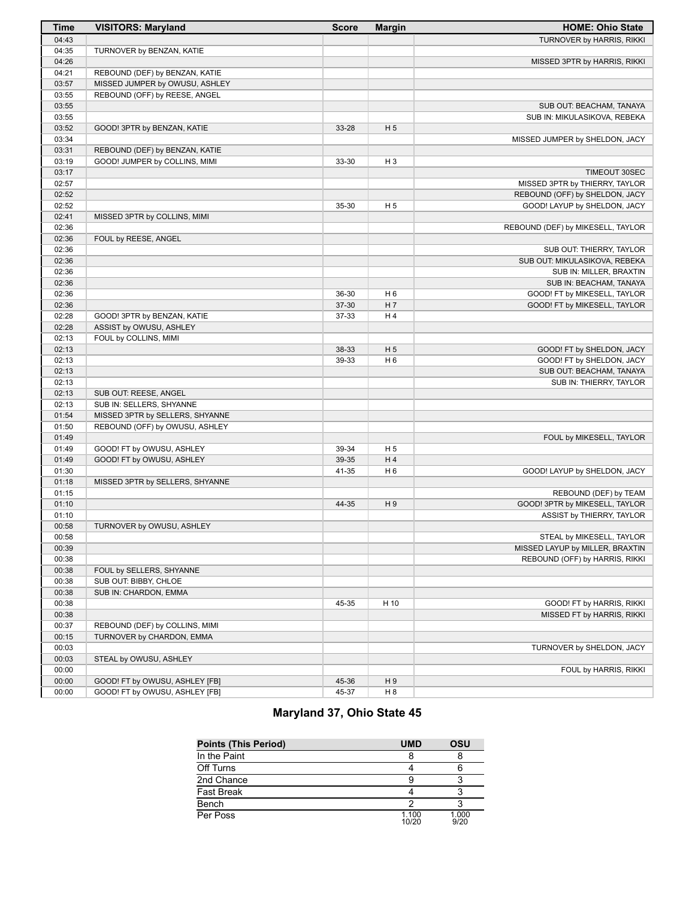| Time | VISITORS: Maryland | Score | Margin | HOME: Ohio State |
| --- | --- | --- | --- | --- |
| 04:43 | | | | TURNOVER by HARRIS, RIKKI |
| 04:35 | TURNOVER by BENZAN, KATIE | | | |
| 04:26 | | | | MISSED 3PTR by HARRIS, RIKKI |
| 04:21 | REBOUND (DEF) by BENZAN, KATIE | | | |
| 03:57 | MISSED JUMPER by OWUSU, ASHLEY | | | |
| 03:55 | REBOUND (OFF) by REESE, ANGEL | | | |
| 03:55 | | | | SUB OUT: BEACHAM, TANAYA |
| 03:55 | | | | SUB IN: MIKULASIKOVA, REBEKA |
| 03:52 | GOOD! 3PTR by BENZAN, KATIE | 33-28 | H 5 | |
| 03:34 | | | | MISSED JUMPER by SHELDON, JACY |
| 03:31 | REBOUND (DEF) by BENZAN, KATIE | | | |
| 03:19 | GOOD! JUMPER by COLLINS, MIMI | 33-30 | H 3 | |
| 03:17 | | | | TIMEOUT 30SEC |
| 02:57 | | | | MISSED 3PTR by THIERRY, TAYLOR |
| 02:52 | | | | REBOUND (OFF) by SHELDON, JACY |
| 02:52 | | 35-30 | H 5 | GOOD! LAYUP by SHELDON, JACY |
| 02:41 | MISSED 3PTR by COLLINS, MIMI | | | |
| 02:36 | | | | REBOUND (DEF) by MIKESELL, TAYLOR |
| 02:36 | FOUL by REESE, ANGEL | | | |
| 02:36 | | | | SUB OUT: THIERRY, TAYLOR |
| 02:36 | | | | SUB OUT: MIKULASIKOVA, REBEKA |
| 02:36 | | | | SUB IN: MILLER, BRAXTIN |
| 02:36 | | | | SUB IN: BEACHAM, TANAYA |
| 02:36 | | 36-30 | H 6 | GOOD! FT by MIKESELL, TAYLOR |
| 02:36 | | 37-30 | H 7 | GOOD! FT by MIKESELL, TAYLOR |
| 02:28 | GOOD! 3PTR by BENZAN, KATIE | 37-33 | H 4 | |
| 02:28 | ASSIST by OWUSU, ASHLEY | | | |
| 02:13 | FOUL by COLLINS, MIMI | | | |
| 02:13 | | 38-33 | H 5 | GOOD! FT by SHELDON, JACY |
| 02:13 | | 39-33 | H 6 | GOOD! FT by SHELDON, JACY |
| 02:13 | | | | SUB OUT: BEACHAM, TANAYA |
| 02:13 | | | | SUB IN: THIERRY, TAYLOR |
| 02:13 | SUB OUT: REESE, ANGEL | | | |
| 02:13 | SUB IN: SELLERS, SHYANNE | | | |
| 01:54 | MISSED 3PTR by SELLERS, SHYANNE | | | |
| 01:50 | REBOUND (OFF) by OWUSU, ASHLEY | | | |
| 01:49 | | | | FOUL by MIKESELL, TAYLOR |
| 01:49 | GOOD! FT by OWUSU, ASHLEY | 39-34 | H 5 | |
| 01:49 | GOOD! FT by OWUSU, ASHLEY | 39-35 | H 4 | |
| 01:30 | | 41-35 | H 6 | GOOD! LAYUP by SHELDON, JACY |
| 01:18 | MISSED 3PTR by SELLERS, SHYANNE | | | |
| 01:15 | | | | REBOUND (DEF) by TEAM |
| 01:10 | | 44-35 | H 9 | GOOD! 3PTR by MIKESELL, TAYLOR |
| 01:10 | | | | ASSIST by THIERRY, TAYLOR |
| 00:58 | TURNOVER by OWUSU, ASHLEY | | | |
| 00:58 | | | | STEAL by MIKESELL, TAYLOR |
| 00:39 | | | | MISSED LAYUP by MILLER, BRAXTIN |
| 00:38 | | | | REBOUND (OFF) by HARRIS, RIKKI |
| 00:38 | FOUL by SELLERS, SHYANNE | | | |
| 00:38 | SUB OUT: BIBBY, CHLOE | | | |
| 00:38 | SUB IN: CHARDON, EMMA | | | |
| 00:38 | | 45-35 | H 10 | GOOD! FT by HARRIS, RIKKI |
| 00:38 | | | | MISSED FT by HARRIS, RIKKI |
| 00:37 | REBOUND (DEF) by COLLINS, MIMI | | | |
| 00:15 | TURNOVER by CHARDON, EMMA | | | |
| 00:03 | | | | TURNOVER by SHELDON, JACY |
| 00:03 | STEAL by OWUSU, ASHLEY | | | |
| 00:00 | | | | FOUL by HARRIS, RIKKI |
| 00:00 | GOOD! FT by OWUSU, ASHLEY [FB] | 45-36 | H 9 | |
| 00:00 | GOOD! FT by OWUSU, ASHLEY [FB] | 45-37 | H 8 | |

## Maryland 37, Ohio State 45

| Points (This Period) | UMD | OSU |
| --- | --- | --- |
| In the Paint | 8 | 8 |
| Off Turns | 4 | 6 |
| 2nd Chance | 9 | 3 |
| Fast Break | 4 | 3 |
| Bench | 2 | 3 |
| Per Poss | 1.100 10/20 | 1.000 9/20 |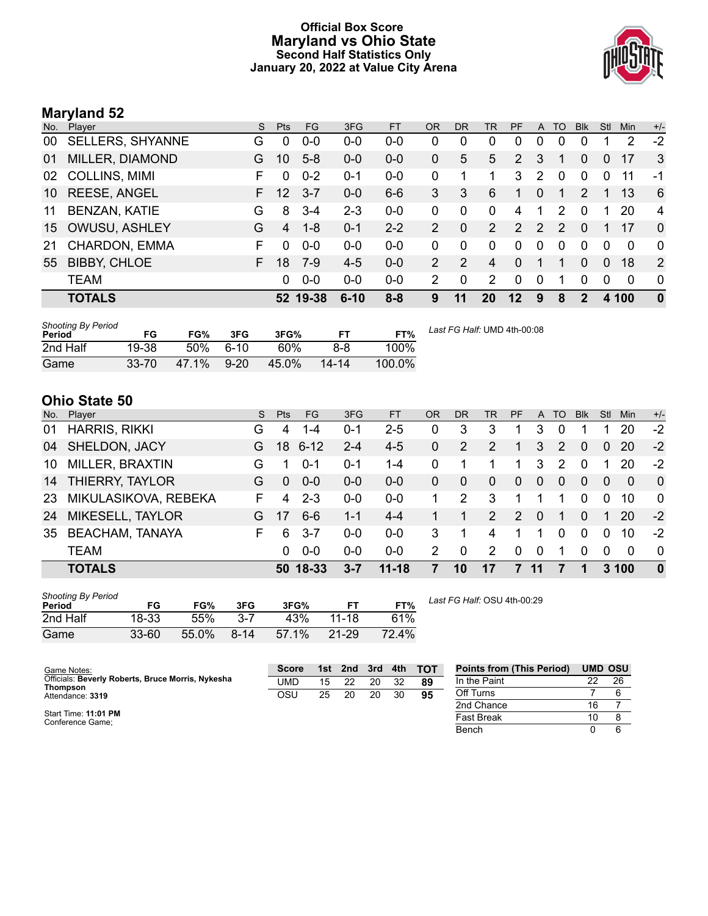# Official Box Score
## Maryland vs Ohio State
### Second Half Statistics Only
### January 20, 2022 at Value City Arena

## Maryland 52

| No. | Player | S | Pts | FG | 3FG | FT | OR | DR | TR | PF | A | TO | Blk | Stl | Min | +/- |
|---|---|---|---|---|---|---|---|---|---|---|---|---|---|---|---|---|
| 00 | SELLERS, SHYANNE | G | 0 | 0-0 | 0-0 | 0-0 | 0 | 0 | 0 | 0 | 0 | 0 | 0 | 1 | 2 | -2 |
| 01 | MILLER, DIAMOND | G | 10 | 5-8 | 0-0 | 0-0 | 0 | 5 | 5 | 2 | 3 | 1 | 0 | 0 | 17 | 3 |
| 02 | COLLINS, MIMI | F | 0 | 0-2 | 0-1 | 0-0 | 0 | 1 | 1 | 3 | 2 | 0 | 0 | 0 | 11 | -1 |
| 10 | REESE, ANGEL | F | 12 | 3-7 | 0-0 | 6-6 | 3 | 3 | 6 | 1 | 0 | 1 | 2 | 1 | 13 | 6 |
| 11 | BENZAN, KATIE | G | 8 | 3-4 | 2-3 | 0-0 | 0 | 0 | 0 | 4 | 1 | 2 | 0 | 1 | 20 | 4 |
| 15 | OWUSU, ASHLEY | G | 4 | 1-8 | 0-1 | 2-2 | 2 | 0 | 2 | 2 | 2 | 2 | 0 | 1 | 17 | 0 |
| 21 | CHARDON, EMMA | F | 0 | 0-0 | 0-0 | 0-0 | 0 | 0 | 0 | 0 | 0 | 0 | 0 | 0 | 0 | 0 |
| 55 | BIBBY, CHLOE | F | 18 | 7-9 | 4-5 | 0-0 | 2 | 2 | 4 | 0 | 1 | 1 | 0 | 0 | 18 | 2 |
| | TEAM | | 0 | 0-0 | 0-0 | 0-0 | 2 | 0 | 2 | 0 | 0 | 1 | 0 | 0 | 0 | 0 |
| | **TOTALS** | | **52** | **19-38** | **6-10** | **8-8** | **9** | **11** | **20** | **12** | **9** | **8** | **2** | **4** | **100** | **0** |

| Shooting By Period Period | FG | FG% | 3FG | 3FG% | FT | FT% |
|---|---|---|---|---|---|---|
| 2nd Half | 19-38 | 50% | 6-10 | 60% | 8-8 | 100% |
| Game | 33-70 | 47.1% | 9-20 | 45.0% | 14-14 | 100.0% |

*Last FG Half:* UMD 4th-00:08

## Ohio State 50

| No. | Player | S | Pts | FG | 3FG | FT | OR | DR | TR | PF | A | TO | Blk | Stl | Min | +/- |
|---|---|---|---|---|---|---|---|---|---|---|---|---|---|---|---|---|
| 01 | HARRIS, RIKKI | G | 4 | 1-4 | 0-1 | 2-5 | 0 | 3 | 3 | 1 | 3 | 0 | 1 | 1 | 20 | -2 |
| 04 | SHELDON, JACY | G | 18 | 6-12 | 2-4 | 4-5 | 0 | 2 | 2 | 1 | 3 | 2 | 0 | 0 | 20 | -2 |
| 10 | MILLER, BRAXTIN | G | 1 | 0-1 | 0-1 | 1-4 | 0 | 1 | 1 | 1 | 3 | 2 | 0 | 1 | 20 | -2 |
| 14 | THIERRY, TAYLOR | G | 0 | 0-0 | 0-0 | 0-0 | 0 | 0 | 0 | 0 | 0 | 0 | 0 | 0 | 0 | 0 |
| 23 | MIKULASIKOVA, REBEKA | F | 4 | 2-3 | 0-0 | 0-0 | 1 | 2 | 3 | 1 | 1 | 1 | 0 | 0 | 10 | 0 |
| 24 | MIKESELL, TAYLOR | G | 17 | 6-6 | 1-1 | 4-4 | 1 | 1 | 2 | 2 | 0 | 1 | 0 | 1 | 20 | -2 |
| 35 | BEACHAM, TANAYA | F | 6 | 3-7 | 0-0 | 0-0 | 3 | 1 | 4 | 1 | 1 | 0 | 0 | 0 | 10 | -2 |
| | TEAM | | 0 | 0-0 | 0-0 | 0-0 | 2 | 0 | 2 | 0 | 0 | 1 | 0 | 0 | 0 | 0 |
| | **TOTALS** | | **50** | **18-33** | **3-7** | **11-18** | **7** | **10** | **17** | **7** | **11** | **7** | **1** | **3** | **100** | **0** |

| Shooting By Period Period | FG | FG% | 3FG | 3FG% | FT | FT% |
|---|---|---|---|---|---|---|
| 2nd Half | 18-33 | 55% | 3-7 | 43% | 11-18 | 61% |
| Game | 33-60 | 55.0% | 8-14 | 57.1% | 21-29 | 72.4% |

*Last FG Half:* OSU 4th-00:29

Game Notes:
Officials: **Beverly Roberts, Bruce Morris, Nykesha Thompson**
Attendance: **3319**

Start Time: **11:01 PM**
Conference Game;

| Score | 1st | 2nd | 3rd | 4th | TOT |
|---|---|---|---|---|---|
| UMD | 15 | 22 | 20 | 32 | 89 |
| OSU | 25 | 20 | 20 | 30 | 95 |

| Points from (This Period) | UMD | OSU |
|---|---|---|
| In the Paint | 22 | 26 |
| Off Turns | 7 | 6 |
| 2nd Chance | 16 | 7 |
| Fast Break | 10 | 8 |
| Bench | 0 | 6 |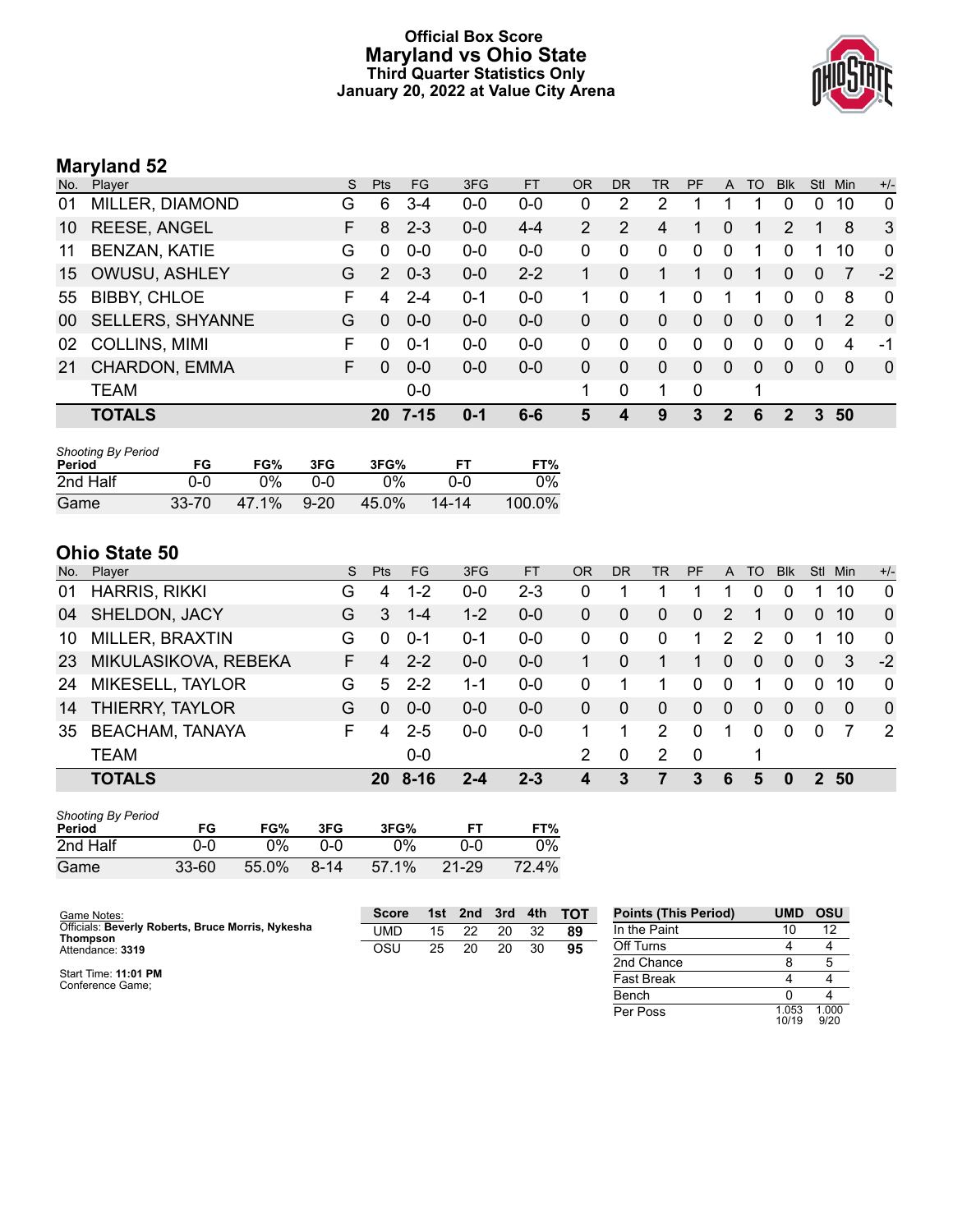# Official Box Score
## Maryland vs Ohio State
### Third Quarter Statistics Only
### January 20, 2022 at Value City Arena

## Maryland 52

| No. | Player | S | Pts | FG | 3FG | FT | OR | DR | TR | PF | A | TO | Blk | Stl | Min | +/- |
|---|---|---|---|---|---|---|---|---|---|---|---|---|---|---|---|---|
| 01 | MILLER, DIAMOND | G | 6 | 3-4 | 0-0 | 0-0 | 0 | 2 | 2 | 1 | 1 | 1 | 0 | 0 | 10 | 0 |
| 10 | REESE, ANGEL | F | 8 | 2-3 | 0-0 | 4-4 | 2 | 2 | 4 | 1 | 0 | 1 | 2 | 1 | 8 | 3 |
| 11 | BENZAN, KATIE | G | 0 | 0-0 | 0-0 | 0-0 | 0 | 0 | 0 | 0 | 0 | 1 | 0 | 1 | 10 | 0 |
| 15 | OWUSU, ASHLEY | G | 2 | 0-3 | 0-0 | 2-2 | 1 | 0 | 1 | 1 | 0 | 1 | 0 | 0 | 7 | -2 |
| 55 | BIBBY, CHLOE | F | 4 | 2-4 | 0-1 | 0-0 | 1 | 0 | 1 | 0 | 1 | 1 | 0 | 0 | 8 | 0 |
| 00 | SELLERS, SHYANNE | G | 0 | 0-0 | 0-0 | 0-0 | 0 | 0 | 0 | 0 | 0 | 0 | 0 | 1 | 2 | 0 |
| 02 | COLLINS, MIMI | F | 0 | 0-1 | 0-0 | 0-0 | 0 | 0 | 0 | 0 | 0 | 0 | 0 | 0 | 4 | -1 |
| 21 | CHARDON, EMMA | F | 0 | 0-0 | 0-0 | 0-0 | 0 | 0 | 0 | 0 | 0 | 0 | 0 | 0 | 0 | 0 |
| | TEAM | | | 0-0 | | | 1 | 0 | 1 | 0 | | 1 | | | | |
| | **TOTALS** | | **20** | **7-15** | **0-1** | **6-6** | **5** | **4** | **9** | **3** | **2** | **6** | **2** | **3** | **50** | |

*Shooting By Period*

| Period | FG | FG% | 3FG | 3FG% | FT | FT% |
|---|---|---|---|---|---|---|
| 2nd Half | 0-0 | 0% | 0-0 | 0% | 0-0 | 0% |
| Game | 33-70 | 47.1% | 9-20 | 45.0% | 14-14 | 100.0% |

## Ohio State 50

| No. | Player | S | Pts | FG | 3FG | FT | OR | DR | TR | PF | A | TO | Blk | Stl | Min | +/- |
|---|---|---|---|---|---|---|---|---|---|---|---|---|---|---|---|---|
| 01 | HARRIS, RIKKI | G | 4 | 1-2 | 0-0 | 2-3 | 0 | 1 | 1 | 1 | 1 | 0 | 0 | 1 | 10 | 0 |
| 04 | SHELDON, JACY | G | 3 | 1-4 | 1-2 | 0-0 | 0 | 0 | 0 | 0 | 2 | 1 | 0 | 0 | 10 | 0 |
| 10 | MILLER, BRAXTIN | G | 0 | 0-1 | 0-1 | 0-0 | 0 | 0 | 0 | 1 | 2 | 2 | 0 | 1 | 10 | 0 |
| 23 | MIKULASIKOVA, REBEKA | F | 4 | 2-2 | 0-0 | 0-0 | 1 | 0 | 1 | 1 | 0 | 0 | 0 | 0 | 3 | -2 |
| 24 | MIKESELL, TAYLOR | G | 5 | 2-2 | 1-1 | 0-0 | 0 | 1 | 1 | 0 | 0 | 1 | 0 | 0 | 10 | 0 |
| 14 | THIERRY, TAYLOR | G | 0 | 0-0 | 0-0 | 0-0 | 0 | 0 | 0 | 0 | 0 | 0 | 0 | 0 | 0 | 0 |
| 35 | BEACHAM, TANAYA | F | 4 | 2-5 | 0-0 | 0-0 | 1 | 1 | 2 | 0 | 1 | 0 | 0 | 0 | 7 | 2 |
| | TEAM | | | 0-0 | | | 2 | 0 | 2 | 0 | | 1 | | | | |
| | **TOTALS** | | **20** | **8-16** | **2-4** | **2-3** | **4** | **3** | **7** | **3** | **6** | **5** | **0** | **2** | **50** | |

*Shooting By Period*

| Period | FG | FG% | 3FG | 3FG% | FT | FT% |
|---|---|---|---|---|---|---|
| 2nd Half | 0-0 | 0% | 0-0 | 0% | 0-0 | 0% |
| Game | 33-60 | 55.0% | 8-14 | 57.1% | 21-29 | 72.4% |

Game Notes:
Officials: **Beverly Roberts, Bruce Morris, Nykesha Thompson**
Attendance: **3319**

Start Time: **11:01 PM**
Conference Game;

| Score | 1st | 2nd | 3rd | 4th | TOT |
|---|---|---|---|---|---|
| UMD | 15 | 22 | 20 | 32 | **89** |
| OSU | 25 | 20 | 20 | 30 | **95** |

| Points (This Period) | UMD | OSU |
|---|---|---|
| In the Paint | 10 | 12 |
| Off Turns | 4 | 4 |
| 2nd Chance | 8 | 5 |
| Fast Break | 4 | 4 |
| Bench | 0 | 4 |
| Per Poss | 1.053 10/19 | 1.000 9/20 |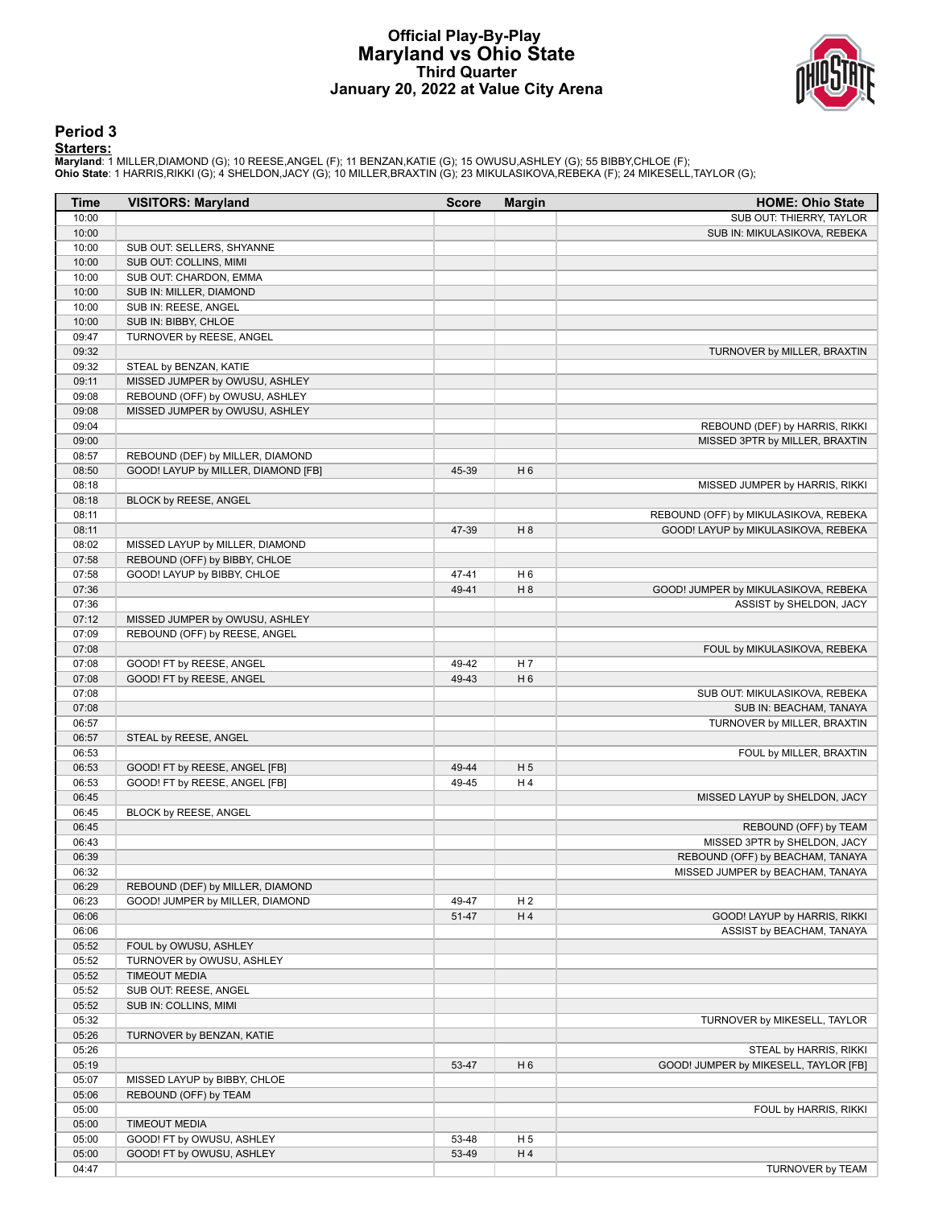# Official Play-By-Play
# Maryland vs Ohio State
## Third Quarter
## January 20, 2022 at Value City Arena

### Period 3

**Starters:**

**Maryland**: 1 MILLER,DIAMOND (G); 10 REESE,ANGEL (F); 11 BENZAN,KATIE (G); 15 OWUSU,ASHLEY (G); 55 BIBBY,CHLOE (F);
**Ohio State**: 1 HARRIS,RIKKI (G); 4 SHELDON,JACY (G); 10 MILLER,BRAXTIN (G); 23 MIKULASIKOVA,REBEKA (F); 24 MIKESELL,TAYLOR (G);

| Time | VISITORS: Maryland | Score | Margin | HOME: Ohio State |
|---|---|---|---|---|
| 10:00 | | | | SUB OUT: THIERRY, TAYLOR |
| 10:00 | | | | SUB IN: MIKULASIKOVA, REBEKA |
| 10:00 | SUB OUT: SELLERS, SHYANNE | | | |
| 10:00 | SUB OUT: COLLINS, MIMI | | | |
| 10:00 | SUB OUT: CHARDON, EMMA | | | |
| 10:00 | SUB IN: MILLER, DIAMOND | | | |
| 10:00 | SUB IN: REESE, ANGEL | | | |
| 10:00 | SUB IN: BIBBY, CHLOE | | | |
| 09:47 | TURNOVER by REESE, ANGEL | | | |
| 09:32 | | | | TURNOVER by MILLER, BRAXTIN |
| 09:32 | STEAL by BENZAN, KATIE | | | |
| 09:11 | MISSED JUMPER by OWUSU, ASHLEY | | | |
| 09:08 | REBOUND (OFF) by OWUSU, ASHLEY | | | |
| 09:08 | MISSED JUMPER by OWUSU, ASHLEY | | | |
| 09:04 | | | | REBOUND (DEF) by HARRIS, RIKKI |
| 09:00 | | | | MISSED 3PTR by MILLER, BRAXTIN |
| 08:57 | REBOUND (DEF) by MILLER, DIAMOND | | | |
| 08:50 | GOOD! LAYUP by MILLER, DIAMOND [FB] | 45-39 | H 6 | |
| 08:18 | | | | MISSED JUMPER by HARRIS, RIKKI |
| 08:18 | BLOCK by REESE, ANGEL | | | |
| 08:11 | | | | REBOUND (OFF) by MIKULASIKOVA, REBEKA |
| 08:11 | | 47-39 | H 8 | GOOD! LAYUP by MIKULASIKOVA, REBEKA |
| 08:02 | MISSED LAYUP by MILLER, DIAMOND | | | |
| 07:58 | REBOUND (OFF) by BIBBY, CHLOE | | | |
| 07:58 | GOOD! LAYUP by BIBBY, CHLOE | 47-41 | H 6 | |
| 07:36 | | 49-41 | H 8 | GOOD! JUMPER by MIKULASIKOVA, REBEKA |
| 07:36 | | | | ASSIST by SHELDON, JACY |
| 07:12 | MISSED JUMPER by OWUSU, ASHLEY | | | |
| 07:09 | REBOUND (OFF) by REESE, ANGEL | | | |
| 07:08 | | | | FOUL by MIKULASIKOVA, REBEKA |
| 07:08 | GOOD! FT by REESE, ANGEL | 49-42 | H 7 | |
| 07:08 | GOOD! FT by REESE, ANGEL | 49-43 | H 6 | |
| 07:08 | | | | SUB OUT: MIKULASIKOVA, REBEKA |
| 07:08 | | | | SUB IN: BEACHAM, TANAYA |
| 06:57 | | | | TURNOVER by MILLER, BRAXTIN |
| 06:57 | STEAL by REESE, ANGEL | | | |
| 06:53 | | | | FOUL by MILLER, BRAXTIN |
| 06:53 | GOOD! FT by REESE, ANGEL [FB] | 49-44 | H 5 | |
| 06:53 | GOOD! FT by REESE, ANGEL [FB] | 49-45 | H 4 | |
| 06:45 | | | | MISSED LAYUP by SHELDON, JACY |
| 06:45 | BLOCK by REESE, ANGEL | | | |
| 06:45 | | | | REBOUND (OFF) by TEAM |
| 06:43 | | | | MISSED 3PTR by SHELDON, JACY |
| 06:39 | | | | REBOUND (OFF) by BEACHAM, TANAYA |
| 06:32 | | | | MISSED JUMPER by BEACHAM, TANAYA |
| 06:29 | REBOUND (DEF) by MILLER, DIAMOND | | | |
| 06:23 | GOOD! JUMPER by MILLER, DIAMOND | 49-47 | H 2 | |
| 06:06 | | 51-47 | H 4 | GOOD! LAYUP by HARRIS, RIKKI |
| 06:06 | | | | ASSIST by BEACHAM, TANAYA |
| 05:52 | FOUL by OWUSU, ASHLEY | | | |
| 05:52 | TURNOVER by OWUSU, ASHLEY | | | |
| 05:52 | TIMEOUT MEDIA | | | |
| 05:52 | SUB OUT: REESE, ANGEL | | | |
| 05:52 | SUB IN: COLLINS, MIMI | | | |
| 05:32 | | | | TURNOVER by MIKESELL, TAYLOR |
| 05:26 | TURNOVER by BENZAN, KATIE | | | |
| 05:26 | | | | STEAL by HARRIS, RIKKI |
| 05:19 | | 53-47 | H 6 | GOOD! JUMPER by MIKESELL, TAYLOR [FB] |
| 05:07 | MISSED LAYUP by BIBBY, CHLOE | | | |
| 05:06 | REBOUND (OFF) by TEAM | | | |
| 05:00 | | | | FOUL by HARRIS, RIKKI |
| 05:00 | TIMEOUT MEDIA | | | |
| 05:00 | GOOD! FT by OWUSU, ASHLEY | 53-48 | H 5 | |
| 05:00 | GOOD! FT by OWUSU, ASHLEY | 53-49 | H 4 | |
| 04:47 | | | | TURNOVER by TEAM |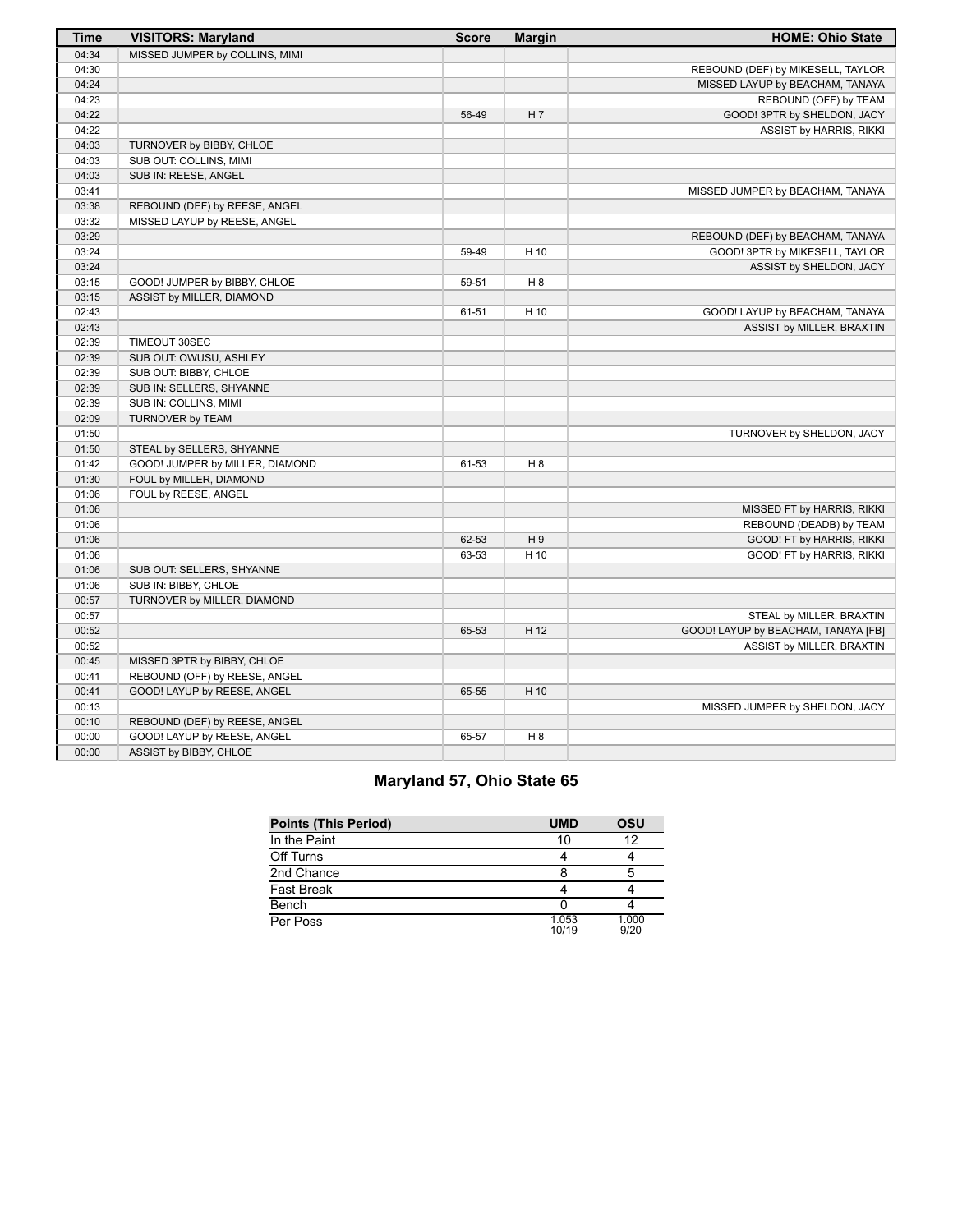| Time | VISITORS: Maryland | Score | Margin | HOME: Ohio State |
|---|---|---|---|---|
| 04:34 | MISSED JUMPER by COLLINS, MIMI | | | |
| 04:30 | | | | REBOUND (DEF) by MIKESELL, TAYLOR |
| 04:24 | | | | MISSED LAYUP by BEACHAM, TANAYA |
| 04:23 | | | | REBOUND (OFF) by TEAM |
| 04:22 | | 56-49 | H 7 | GOOD! 3PTR by SHELDON, JACY |
| 04:22 | | | | ASSIST by HARRIS, RIKKI |
| 04:03 | TURNOVER by BIBBY, CHLOE | | | |
| 04:03 | SUB OUT: COLLINS, MIMI | | | |
| 04:03 | SUB IN: REESE, ANGEL | | | |
| 03:41 | | | | MISSED JUMPER by BEACHAM, TANAYA |
| 03:38 | REBOUND (DEF) by REESE, ANGEL | | | |
| 03:32 | MISSED LAYUP by REESE, ANGEL | | | |
| 03:29 | | | | REBOUND (DEF) by BEACHAM, TANAYA |
| 03:24 | | 59-49 | H 10 | GOOD! 3PTR by MIKESELL, TAYLOR |
| 03:24 | | | | ASSIST by SHELDON, JACY |
| 03:15 | GOOD! JUMPER by BIBBY, CHLOE | 59-51 | H 8 | |
| 03:15 | ASSIST by MILLER, DIAMOND | | | |
| 02:43 | | 61-51 | H 10 | GOOD! LAYUP by BEACHAM, TANAYA |
| 02:43 | | | | ASSIST by MILLER, BRAXTIN |
| 02:39 | TIMEOUT 30SEC | | | |
| 02:39 | SUB OUT: OWUSU, ASHLEY | | | |
| 02:39 | SUB OUT: BIBBY, CHLOE | | | |
| 02:39 | SUB IN: SELLERS, SHYANNE | | | |
| 02:39 | SUB IN: COLLINS, MIMI | | | |
| 02:09 | TURNOVER by TEAM | | | |
| 01:50 | | | | TURNOVER by SHELDON, JACY |
| 01:50 | STEAL by SELLERS, SHYANNE | | | |
| 01:42 | GOOD! JUMPER by MILLER, DIAMOND | 61-53 | H 8 | |
| 01:30 | FOUL by MILLER, DIAMOND | | | |
| 01:06 | FOUL by REESE, ANGEL | | | |
| 01:06 | | | | MISSED FT by HARRIS, RIKKI |
| 01:06 | | | | REBOUND (DEADB) by TEAM |
| 01:06 | | 62-53 | H 9 | GOOD! FT by HARRIS, RIKKI |
| 01:06 | | 63-53 | H 10 | GOOD! FT by HARRIS, RIKKI |
| 01:06 | SUB OUT: SELLERS, SHYANNE | | | |
| 01:06 | SUB IN: BIBBY, CHLOE | | | |
| 00:57 | TURNOVER by MILLER, DIAMOND | | | |
| 00:57 | | | | STEAL by MILLER, BRAXTIN |
| 00:52 | | 65-53 | H 12 | GOOD! LAYUP by BEACHAM, TANAYA [FB] |
| 00:52 | | | | ASSIST by MILLER, BRAXTIN |
| 00:45 | MISSED 3PTR by BIBBY, CHLOE | | | |
| 00:41 | REBOUND (OFF) by REESE, ANGEL | | | |
| 00:41 | GOOD! LAYUP by REESE, ANGEL | 65-55 | H 10 | |
| 00:13 | | | | MISSED JUMPER by SHELDON, JACY |
| 00:10 | REBOUND (DEF) by REESE, ANGEL | | | |
| 00:00 | GOOD! LAYUP by REESE, ANGEL | 65-57 | H 8 | |
| 00:00 | ASSIST by BIBBY, CHLOE | | | |

## Maryland 57, Ohio State 65

| Points (This Period) | UMD | OSU |
|---|---|---|
| In the Paint | 10 | 12 |
| Off Turns | 4 | 4 |
| 2nd Chance | 8 | 5 |
| Fast Break | 4 | 4 |
| Bench | 0 | 4 |
| Per Poss | 1.053 10/19 | 1.000 9/20 |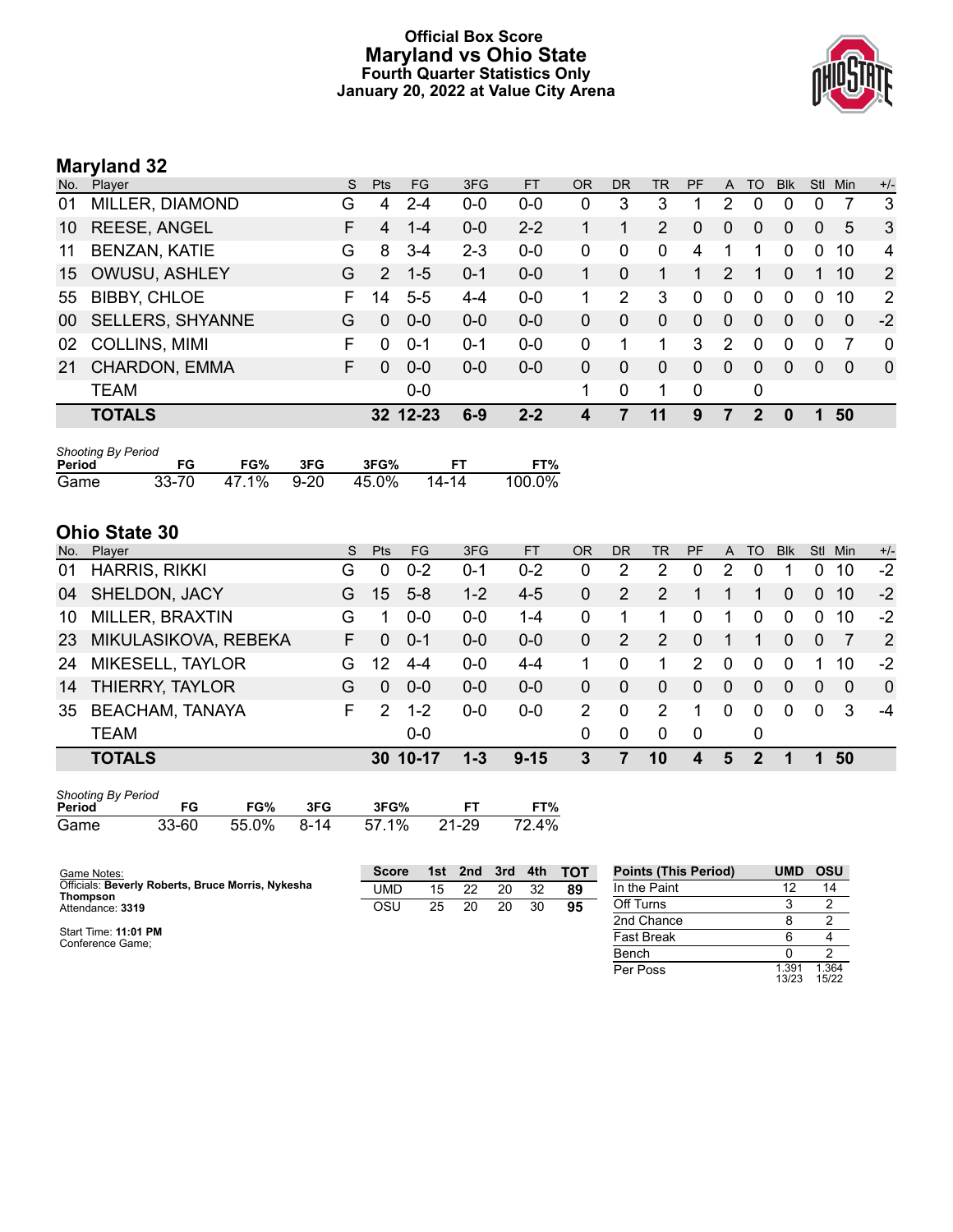# Official Box Score
# Maryland vs Ohio State
### Fourth Quarter Statistics Only
### January 20, 2022 at Value City Arena

## Maryland 32

| No. | Player | S | Pts | FG | 3FG | FT | OR | DR | TR | PF | A | TO | Blk | Stl | Min | +/- |
|---|---|---|---|---|---|---|---|---|---|---|---|---|---|---|---|---|
| 01 | MILLER, DIAMOND | G | 4 | 2-4 | 0-0 | 0-0 | 0 | 3 | 3 | 1 | 2 | 0 | 0 | 0 | 7 | 3 |
| 10 | REESE, ANGEL | F | 4 | 1-4 | 0-0 | 2-2 | 1 | 1 | 2 | 0 | 0 | 0 | 0 | 0 | 5 | 3 |
| 11 | BENZAN, KATIE | G | 8 | 3-4 | 2-3 | 0-0 | 0 | 0 | 0 | 4 | 1 | 1 | 0 | 0 | 10 | 4 |
| 15 | OWUSU, ASHLEY | G | 2 | 1-5 | 0-1 | 0-0 | 1 | 0 | 1 | 1 | 2 | 1 | 0 | 1 | 10 | 2 |
| 55 | BIBBY, CHLOE | F | 14 | 5-5 | 4-4 | 0-0 | 1 | 2 | 3 | 0 | 0 | 0 | 0 | 0 | 10 | 2 |
| 00 | SELLERS, SHYANNE | G | 0 | 0-0 | 0-0 | 0-0 | 0 | 0 | 0 | 0 | 0 | 0 | 0 | 0 | 0 | -2 |
| 02 | COLLINS, MIMI | F | 0 | 0-1 | 0-1 | 0-0 | 0 | 1 | 1 | 3 | 2 | 0 | 0 | 0 | 7 | 0 |
| 21 | CHARDON, EMMA | F | 0 | 0-0 | 0-0 | 0-0 | 0 | 0 | 0 | 0 | 0 | 0 | 0 | 0 | 0 | 0 |
| | TEAM | | | 0-0 | | | 1 | 0 | 1 | 0 | | 0 | | | | |
| | **TOTALS** | | **32** | **12-23** | **6-9** | **2-2** | **4** | **7** | **11** | **9** | **7** | **2** | **0** | **1** | **50** | |

*Shooting By Period*

| Period | FG | FG% | 3FG | 3FG% | FT | FT% |
|---|---|---|---|---|---|---|
| Game | 33-70 | 47.1% | 9-20 | 45.0% | 14-14 | 100.0% |

## Ohio State 30

| No. | Player | S | Pts | FG | 3FG | FT | OR | DR | TR | PF | A | TO | Blk | Stl | Min | +/- |
|---|---|---|---|---|---|---|---|---|---|---|---|---|---|---|---|---|
| 01 | HARRIS, RIKKI | G | 0 | 0-2 | 0-1 | 0-2 | 0 | 2 | 2 | 0 | 2 | 0 | 1 | 0 | 10 | -2 |
| 04 | SHELDON, JACY | G | 15 | 5-8 | 1-2 | 4-5 | 0 | 2 | 2 | 1 | 1 | 1 | 0 | 0 | 10 | -2 |
| 10 | MILLER, BRAXTIN | G | 1 | 0-0 | 0-0 | 1-4 | 0 | 1 | 1 | 0 | 1 | 0 | 0 | 0 | 10 | -2 |
| 23 | MIKULASIKOVA, REBEKA | F | 0 | 0-1 | 0-0 | 0-0 | 0 | 2 | 2 | 0 | 1 | 1 | 0 | 0 | 7 | 2 |
| 24 | MIKESELL, TAYLOR | G | 12 | 4-4 | 0-0 | 4-4 | 1 | 0 | 1 | 2 | 0 | 0 | 0 | 1 | 10 | -2 |
| 14 | THIERRY, TAYLOR | G | 0 | 0-0 | 0-0 | 0-0 | 0 | 0 | 0 | 0 | 0 | 0 | 0 | 0 | 0 | 0 |
| 35 | BEACHAM, TANAYA | F | 2 | 1-2 | 0-0 | 0-0 | 2 | 0 | 2 | 1 | 0 | 0 | 0 | 0 | 3 | -4 |
| | TEAM | | | 0-0 | | | 0 | 0 | 0 | 0 | | 0 | | | | |
| | **TOTALS** | | **30** | **10-17** | **1-3** | **9-15** | **3** | **7** | **10** | **4** | **5** | **2** | **1** | **1** | **50** | |

*Shooting By Period*

| Period | FG | FG% | 3FG | 3FG% | FT | FT% |
|---|---|---|---|---|---|---|
| Game | 33-60 | 55.0% | 8-14 | 57.1% | 21-29 | 72.4% |

Game Notes:
Officials: **Beverly Roberts, Bruce Morris, Nykesha Thompson**
Attendance: **3319**

Start Time: **11:01 PM**
Conference Game;

| Score | 1st | 2nd | 3rd | 4th | TOT |
|---|---|---|---|---|---|
| UMD | 15 | 22 | 20 | 32 | **89** |
| OSU | 25 | 20 | 20 | 30 | **95** |

| Points (This Period) | UMD | OSU |
|---|---|---|
| In the Paint | 12 | 14 |
| Off Turns | 3 | 2 |
| 2nd Chance | 8 | 2 |
| Fast Break | 6 | 4 |
| Bench | 0 | 2 |
| Per Poss | 1.391 13/23 | 1.364 15/22 |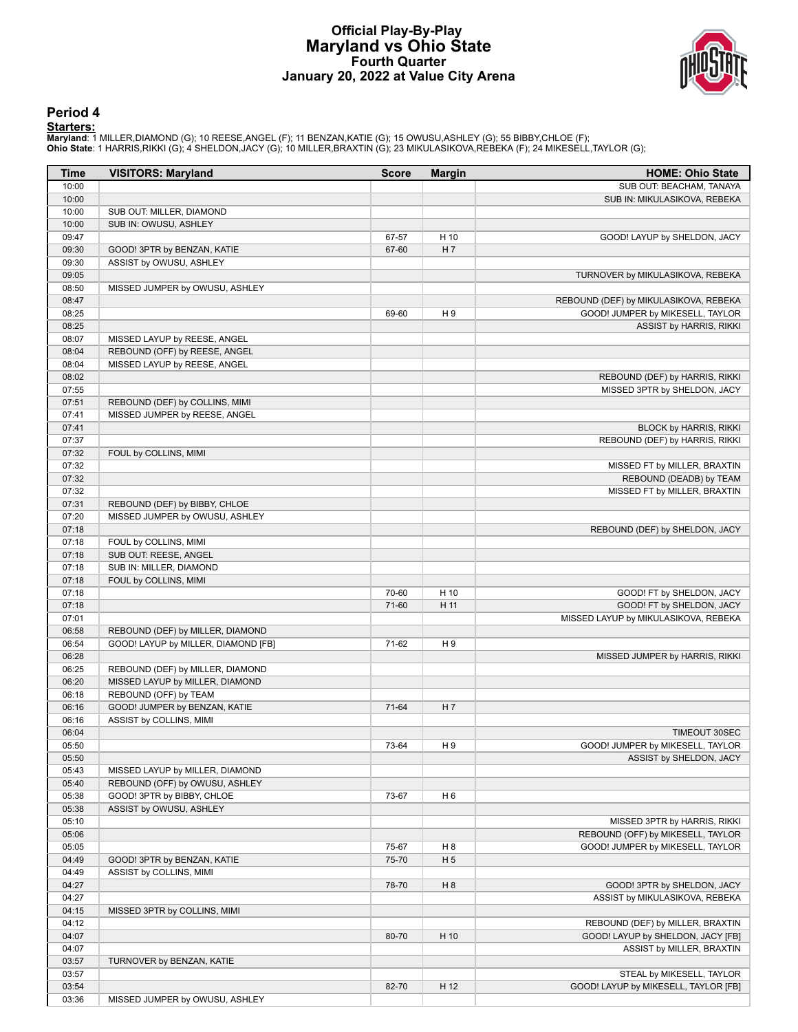# Official Play-By-Play
# Maryland vs Ohio State
## Fourth Quarter
## January 20, 2022 at Value City Arena

### Period 4

**Starters:**

**Maryland**: 1 MILLER,DIAMOND (G); 10 REESE,ANGEL (F); 11 BENZAN,KATIE (G); 15 OWUSU,ASHLEY (G); 55 BIBBY,CHLOE (F);
**Ohio State**: 1 HARRIS,RIKKI (G); 4 SHELDON,JACY (G); 10 MILLER,BRAXTIN (G); 23 MIKULASIKOVA,REBEKA (F); 24 MIKESELL,TAYLOR (G);

| Time | VISITORS: Maryland | Score | Margin | HOME: Ohio State |
|---|---|---|---|---|
| 10:00 | | | | SUB OUT: BEACHAM, TANAYA |
| 10:00 | | | | SUB IN: MIKULASIKOVA, REBEKA |
| 10:00 | SUB OUT: MILLER, DIAMOND | | | |
| 10:00 | SUB IN: OWUSU, ASHLEY | | | |
| 09:47 | | 67-57 | H 10 | GOOD! LAYUP by SHELDON, JACY |
| 09:30 | GOOD! 3PTR by BENZAN, KATIE | 67-60 | H 7 | |
| 09:30 | ASSIST by OWUSU, ASHLEY | | | |
| 09:05 | | | | TURNOVER by MIKULASIKOVA, REBEKA |
| 08:50 | MISSED JUMPER by OWUSU, ASHLEY | | | |
| 08:47 | | | | REBOUND (DEF) by MIKULASIKOVA, REBEKA |
| 08:25 | | 69-60 | H 9 | GOOD! JUMPER by MIKESELL, TAYLOR |
| 08:25 | | | | ASSIST by HARRIS, RIKKI |
| 08:07 | MISSED LAYUP by REESE, ANGEL | | | |
| 08:04 | REBOUND (OFF) by REESE, ANGEL | | | |
| 08:04 | MISSED LAYUP by REESE, ANGEL | | | |
| 08:02 | | | | REBOUND (DEF) by HARRIS, RIKKI |
| 07:55 | | | | MISSED 3PTR by SHELDON, JACY |
| 07:51 | REBOUND (DEF) by COLLINS, MIMI | | | |
| 07:41 | MISSED JUMPER by REESE, ANGEL | | | |
| 07:41 | | | | BLOCK by HARRIS, RIKKI |
| 07:37 | | | | REBOUND (DEF) by HARRIS, RIKKI |
| 07:32 | FOUL by COLLINS, MIMI | | | |
| 07:32 | | | | MISSED FT by MILLER, BRAXTIN |
| 07:32 | | | | REBOUND (DEADB) by TEAM |
| 07:32 | | | | MISSED FT by MILLER, BRAXTIN |
| 07:31 | REBOUND (DEF) by BIBBY, CHLOE | | | |
| 07:20 | MISSED JUMPER by OWUSU, ASHLEY | | | |
| 07:18 | | | | REBOUND (DEF) by SHELDON, JACY |
| 07:18 | FOUL by COLLINS, MIMI | | | |
| 07:18 | SUB OUT: REESE, ANGEL | | | |
| 07:18 | SUB IN: MILLER, DIAMOND | | | |
| 07:18 | FOUL by COLLINS, MIMI | | | |
| 07:18 | | 70-60 | H 10 | GOOD! FT by SHELDON, JACY |
| 07:18 | | 71-60 | H 11 | GOOD! FT by SHELDON, JACY |
| 07:01 | | | | MISSED LAYUP by MIKULASIKOVA, REBEKA |
| 06:58 | REBOUND (DEF) by MILLER, DIAMOND | | | |
| 06:54 | GOOD! LAYUP by MILLER, DIAMOND [FB] | 71-62 | H 9 | |
| 06:28 | | | | MISSED JUMPER by HARRIS, RIKKI |
| 06:25 | REBOUND (DEF) by MILLER, DIAMOND | | | |
| 06:20 | MISSED LAYUP by MILLER, DIAMOND | | | |
| 06:18 | REBOUND (OFF) by TEAM | | | |
| 06:16 | GOOD! JUMPER by BENZAN, KATIE | 71-64 | H 7 | |
| 06:16 | ASSIST by COLLINS, MIMI | | | |
| 06:04 | | | | TIMEOUT 30SEC |
| 05:50 | | 73-64 | H 9 | GOOD! JUMPER by MIKESELL, TAYLOR |
| 05:50 | | | | ASSIST by SHELDON, JACY |
| 05:43 | MISSED LAYUP by MILLER, DIAMOND | | | |
| 05:40 | REBOUND (OFF) by OWUSU, ASHLEY | | | |
| 05:38 | GOOD! 3PTR by BIBBY, CHLOE | 73-67 | H 6 | |
| 05:38 | ASSIST by OWUSU, ASHLEY | | | |
| 05:10 | | | | MISSED 3PTR by HARRIS, RIKKI |
| 05:06 | | | | REBOUND (OFF) by MIKESELL, TAYLOR |
| 05:05 | | 75-67 | H 8 | GOOD! JUMPER by MIKESELL, TAYLOR |
| 04:49 | GOOD! 3PTR by BENZAN, KATIE | 75-70 | H 5 | |
| 04:49 | ASSIST by COLLINS, MIMI | | | |
| 04:27 | | 78-70 | H 8 | GOOD! 3PTR by SHELDON, JACY |
| 04:27 | | | | ASSIST by MIKULASIKOVA, REBEKA |
| 04:15 | MISSED 3PTR by COLLINS, MIMI | | | |
| 04:12 | | | | REBOUND (DEF) by MILLER, BRAXTIN |
| 04:07 | | 80-70 | H 10 | GOOD! LAYUP by SHELDON, JACY [FB] |
| 04:07 | | | | ASSIST by MILLER, BRAXTIN |
| 03:57 | TURNOVER by BENZAN, KATIE | | | |
| 03:57 | | | | STEAL by MIKESELL, TAYLOR |
| 03:54 | | 82-70 | H 12 | GOOD! LAYUP by MIKESELL, TAYLOR [FB] |
| 03:36 | MISSED JUMPER by OWUSU, ASHLEY | | | |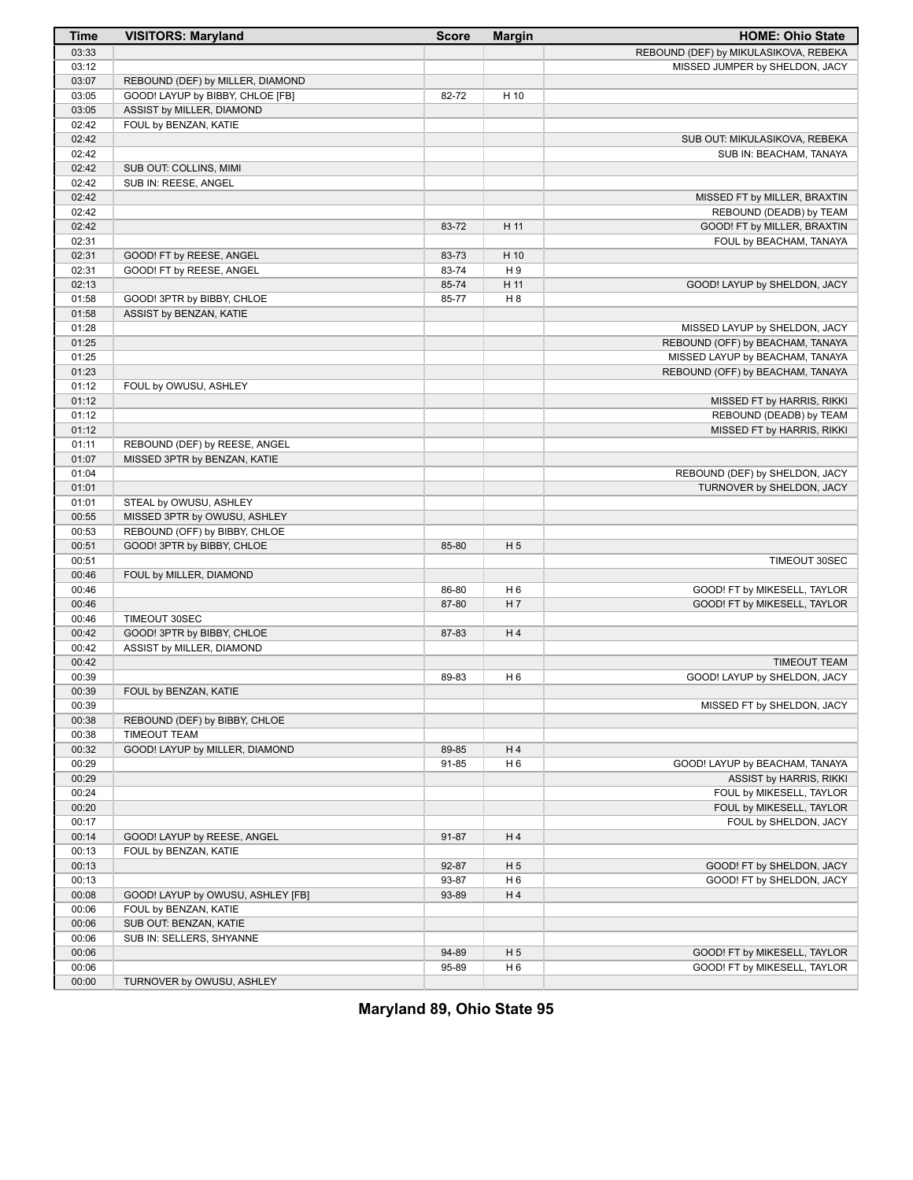| Time | VISITORS: Maryland | Score | Margin | HOME: Ohio State |
|---|---|---|---|---|
| 03:33 | | | | REBOUND (DEF) by MIKULASIKOVA, REBEKA |
| 03:12 | | | | MISSED JUMPER by SHELDON, JACY |
| 03:07 | REBOUND (DEF) by MILLER, DIAMOND | | | |
| 03:05 | GOOD! LAYUP by BIBBY, CHLOE [FB] | 82-72 | H 10 | |
| 03:05 | ASSIST by MILLER, DIAMOND | | | |
| 02:42 | FOUL by BENZAN, KATIE | | | |
| 02:42 | | | | SUB OUT: MIKULASIKOVA, REBEKA |
| 02:42 | | | | SUB IN: BEACHAM, TANAYA |
| 02:42 | SUB OUT: COLLINS, MIMI | | | |
| 02:42 | SUB IN: REESE, ANGEL | | | |
| 02:42 | | | | MISSED FT by MILLER, BRAXTIN |
| 02:42 | | | | REBOUND (DEADB) by TEAM |
| 02:42 | | 83-72 | H 11 | GOOD! FT by MILLER, BRAXTIN |
| 02:31 | | | | FOUL by BEACHAM, TANAYA |
| 02:31 | GOOD! FT by REESE, ANGEL | 83-73 | H 10 | |
| 02:31 | GOOD! FT by REESE, ANGEL | 83-74 | H 9 | |
| 02:13 | | 85-74 | H 11 | GOOD! LAYUP by SHELDON, JACY |
| 01:58 | GOOD! 3PTR by BIBBY, CHLOE | 85-77 | H 8 | |
| 01:58 | ASSIST by BENZAN, KATIE | | | |
| 01:28 | | | | MISSED LAYUP by SHELDON, JACY |
| 01:25 | | | | REBOUND (OFF) by BEACHAM, TANAYA |
| 01:25 | | | | MISSED LAYUP by BEACHAM, TANAYA |
| 01:23 | | | | REBOUND (OFF) by BEACHAM, TANAYA |
| 01:12 | FOUL by OWUSU, ASHLEY | | | |
| 01:12 | | | | MISSED FT by HARRIS, RIKKI |
| 01:12 | | | | REBOUND (DEADB) by TEAM |
| 01:12 | | | | MISSED FT by HARRIS, RIKKI |
| 01:11 | REBOUND (DEF) by REESE, ANGEL | | | |
| 01:07 | MISSED 3PTR by BENZAN, KATIE | | | |
| 01:04 | | | | REBOUND (DEF) by SHELDON, JACY |
| 01:01 | | | | TURNOVER by SHELDON, JACY |
| 01:01 | STEAL by OWUSU, ASHLEY | | | |
| 00:55 | MISSED 3PTR by OWUSU, ASHLEY | | | |
| 00:53 | REBOUND (OFF) by BIBBY, CHLOE | | | |
| 00:51 | GOOD! 3PTR by BIBBY, CHLOE | 85-80 | H 5 | |
| 00:51 | | | | TIMEOUT 30SEC |
| 00:46 | FOUL by MILLER, DIAMOND | | | |
| 00:46 | | 86-80 | H 6 | GOOD! FT by MIKESELL, TAYLOR |
| 00:46 | | 87-80 | H 7 | GOOD! FT by MIKESELL, TAYLOR |
| 00:46 | TIMEOUT 30SEC | | | |
| 00:42 | GOOD! 3PTR by BIBBY, CHLOE | 87-83 | H 4 | |
| 00:42 | ASSIST by MILLER, DIAMOND | | | |
| 00:42 | | | | TIMEOUT TEAM |
| 00:39 | | 89-83 | H 6 | GOOD! LAYUP by SHELDON, JACY |
| 00:39 | FOUL by BENZAN, KATIE | | | |
| 00:39 | | | | MISSED FT by SHELDON, JACY |
| 00:38 | REBOUND (DEF) by BIBBY, CHLOE | | | |
| 00:38 | TIMEOUT TEAM | | | |
| 00:32 | GOOD! LAYUP by MILLER, DIAMOND | 89-85 | H 4 | |
| 00:29 | | 91-85 | H 6 | GOOD! LAYUP by BEACHAM, TANAYA |
| 00:29 | | | | ASSIST by HARRIS, RIKKI |
| 00:24 | | | | FOUL by MIKESELL, TAYLOR |
| 00:20 | | | | FOUL by MIKESELL, TAYLOR |
| 00:17 | | | | FOUL by SHELDON, JACY |
| 00:14 | GOOD! LAYUP by REESE, ANGEL | 91-87 | H 4 | |
| 00:13 | FOUL by BENZAN, KATIE | | | |
| 00:13 | | 92-87 | H 5 | GOOD! FT by SHELDON, JACY |
| 00:13 | | 93-87 | H 6 | GOOD! FT by SHELDON, JACY |
| 00:08 | GOOD! LAYUP by OWUSU, ASHLEY [FB] | 93-89 | H 4 | |
| 00:06 | FOUL by BENZAN, KATIE | | | |
| 00:06 | SUB OUT: BENZAN, KATIE | | | |
| 00:06 | SUB IN: SELLERS, SHYANNE | | | |
| 00:06 | | 94-89 | H 5 | GOOD! FT by MIKESELL, TAYLOR |
| 00:06 | | 95-89 | H 6 | GOOD! FT by MIKESELL, TAYLOR |
| 00:00 | TURNOVER by OWUSU, ASHLEY | | | |

**Maryland 89, Ohio State 95**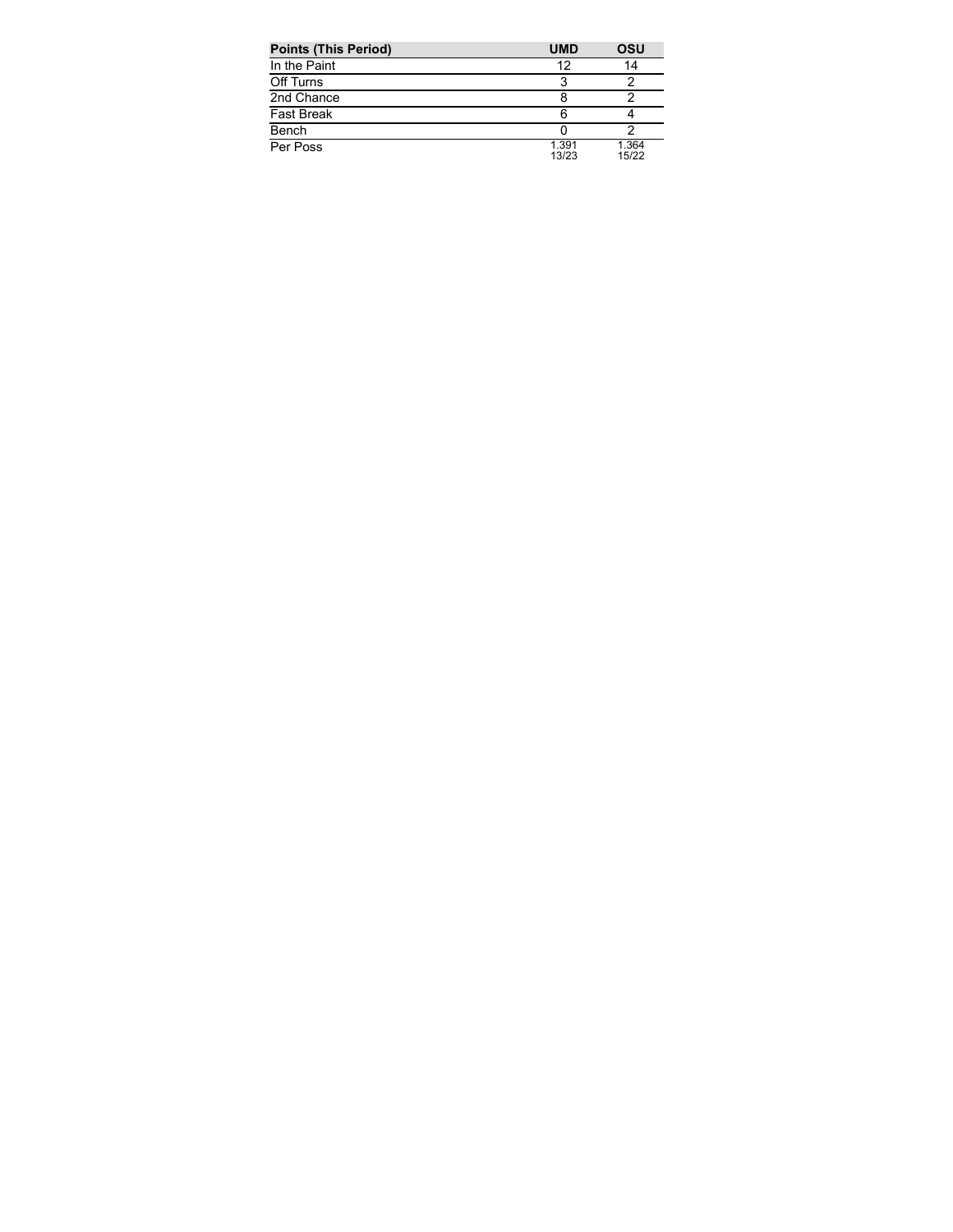| Points (This Period) | UMD | OSU |
| --- | --- | --- |
| In the Paint | 12 | 14 |
| Off Turns | 3 | 2 |
| 2nd Chance | 8 | 2 |
| Fast Break | 6 | 4 |
| Bench | 0 | 2 |
| Per Poss | 1.391<br>13/23 | 1.364<br>15/22 |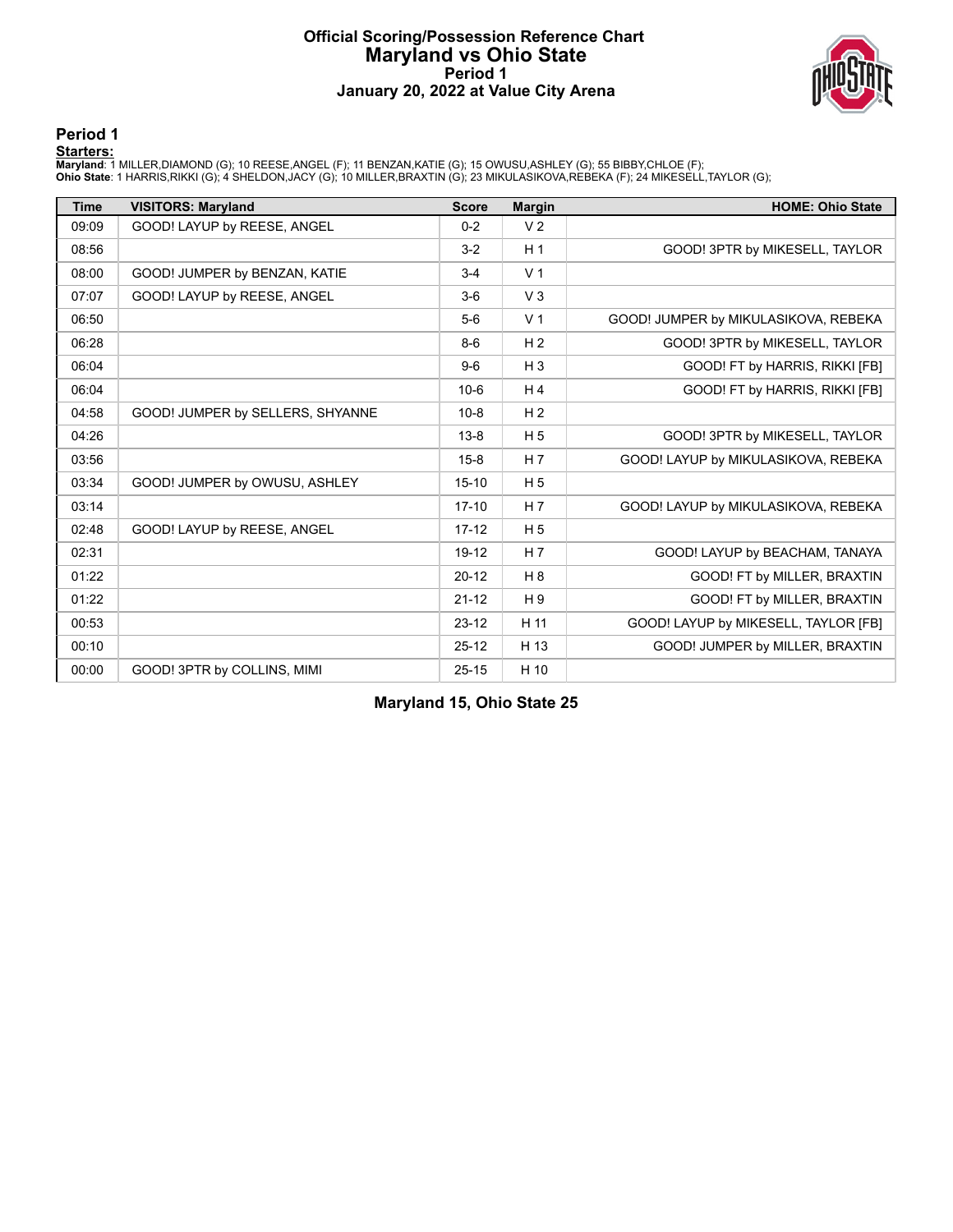# Official Scoring/Possession Reference Chart
# Maryland vs Ohio State
## Period 1
## January 20, 2022 at Value City Arena

### Period 1

**Starters:**

**Maryland**: 1 MILLER,DIAMOND (G); 10 REESE,ANGEL (F); 11 BENZAN,KATIE (G); 15 OWUSU,ASHLEY (G); 55 BIBBY,CHLOE (F);
**Ohio State**: 1 HARRIS,RIKKI (G); 4 SHELDON,JACY (G); 10 MILLER,BRAXTIN (G); 23 MIKULASIKOVA,REBEKA (F); 24 MIKESELL,TAYLOR (G);

| Time | VISITORS: Maryland | Score | Margin | HOME: Ohio State |
|---|---|---|---|---|
| 09:09 | GOOD! LAYUP by REESE, ANGEL | 0-2 | V 2 | |
| 08:56 | | 3-2 | H 1 | GOOD! 3PTR by MIKESELL, TAYLOR |
| 08:00 | GOOD! JUMPER by BENZAN, KATIE | 3-4 | V 1 | |
| 07:07 | GOOD! LAYUP by REESE, ANGEL | 3-6 | V 3 | |
| 06:50 | | 5-6 | V 1 | GOOD! JUMPER by MIKULASIKOVA, REBEKA |
| 06:28 | | 8-6 | H 2 | GOOD! 3PTR by MIKESELL, TAYLOR |
| 06:04 | | 9-6 | H 3 | GOOD! FT by HARRIS, RIKKI [FB] |
| 06:04 | | 10-6 | H 4 | GOOD! FT by HARRIS, RIKKI [FB] |
| 04:58 | GOOD! JUMPER by SELLERS, SHYANNE | 10-8 | H 2 | |
| 04:26 | | 13-8 | H 5 | GOOD! 3PTR by MIKESELL, TAYLOR |
| 03:56 | | 15-8 | H 7 | GOOD! LAYUP by MIKULASIKOVA, REBEKA |
| 03:34 | GOOD! JUMPER by OWUSU, ASHLEY | 15-10 | H 5 | |
| 03:14 | | 17-10 | H 7 | GOOD! LAYUP by MIKULASIKOVA, REBEKA |
| 02:48 | GOOD! LAYUP by REESE, ANGEL | 17-12 | H 5 | |
| 02:31 | | 19-12 | H 7 | GOOD! LAYUP by BEACHAM, TANAYA |
| 01:22 | | 20-12 | H 8 | GOOD! FT by MILLER, BRAXTIN |
| 01:22 | | 21-12 | H 9 | GOOD! FT by MILLER, BRAXTIN |
| 00:53 | | 23-12 | H 11 | GOOD! LAYUP by MIKESELL, TAYLOR [FB] |
| 00:10 | | 25-12 | H 13 | GOOD! JUMPER by MILLER, BRAXTIN |
| 00:00 | GOOD! 3PTR by COLLINS, MIMI | 25-15 | H 10 | |

**Maryland 15, Ohio State 25**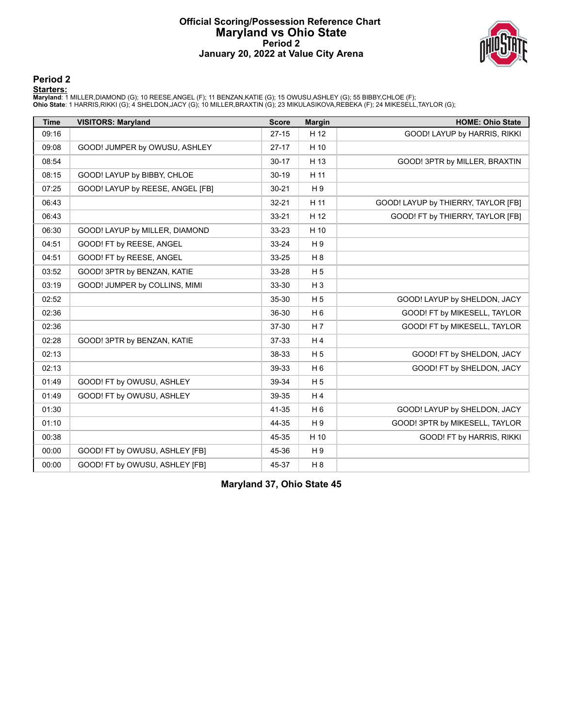# Official Scoring/Possession Reference Chart
# Maryland vs Ohio State
## Period 2
## January 20, 2022 at Value City Arena

### Period 2

**Starters:**

**Maryland**: 1 MILLER,DIAMOND (G); 10 REESE,ANGEL (F); 11 BENZAN,KATIE (G); 15 OWUSU,ASHLEY (G); 55 BIBBY,CHLOE (F);
**Ohio State**: 1 HARRIS,RIKKI (G); 4 SHELDON,JACY (G); 10 MILLER,BRAXTIN (G); 23 MIKULASIKOVA,REBEKA (F); 24 MIKESELL,TAYLOR (G);

| Time | VISITORS: Maryland | Score | Margin | HOME: Ohio State |
|---|---|---|---|---|
| 09:16 | | 27-15 | H 12 | GOOD! LAYUP by HARRIS, RIKKI |
| 09:08 | GOOD! JUMPER by OWUSU, ASHLEY | 27-17 | H 10 | |
| 08:54 | | 30-17 | H 13 | GOOD! 3PTR by MILLER, BRAXTIN |
| 08:15 | GOOD! LAYUP by BIBBY, CHLOE | 30-19 | H 11 | |
| 07:25 | GOOD! LAYUP by REESE, ANGEL [FB] | 30-21 | H 9 | |
| 06:43 | | 32-21 | H 11 | GOOD! LAYUP by THIERRY, TAYLOR [FB] |
| 06:43 | | 33-21 | H 12 | GOOD! FT by THIERRY, TAYLOR [FB] |
| 06:30 | GOOD! LAYUP by MILLER, DIAMOND | 33-23 | H 10 | |
| 04:51 | GOOD! FT by REESE, ANGEL | 33-24 | H 9 | |
| 04:51 | GOOD! FT by REESE, ANGEL | 33-25 | H 8 | |
| 03:52 | GOOD! 3PTR by BENZAN, KATIE | 33-28 | H 5 | |
| 03:19 | GOOD! JUMPER by COLLINS, MIMI | 33-30 | H 3 | |
| 02:52 | | 35-30 | H 5 | GOOD! LAYUP by SHELDON, JACY |
| 02:36 | | 36-30 | H 6 | GOOD! FT by MIKESELL, TAYLOR |
| 02:36 | | 37-30 | H 7 | GOOD! FT by MIKESELL, TAYLOR |
| 02:28 | GOOD! 3PTR by BENZAN, KATIE | 37-33 | H 4 | |
| 02:13 | | 38-33 | H 5 | GOOD! FT by SHELDON, JACY |
| 02:13 | | 39-33 | H 6 | GOOD! FT by SHELDON, JACY |
| 01:49 | GOOD! FT by OWUSU, ASHLEY | 39-34 | H 5 | |
| 01:49 | GOOD! FT by OWUSU, ASHLEY | 39-35 | H 4 | |
| 01:30 | | 41-35 | H 6 | GOOD! LAYUP by SHELDON, JACY |
| 01:10 | | 44-35 | H 9 | GOOD! 3PTR by MIKESELL, TAYLOR |
| 00:38 | | 45-35 | H 10 | GOOD! FT by HARRIS, RIKKI |
| 00:00 | GOOD! FT by OWUSU, ASHLEY [FB] | 45-36 | H 9 | |
| 00:00 | GOOD! FT by OWUSU, ASHLEY [FB] | 45-37 | H 8 | |

**Maryland 37, Ohio State 45**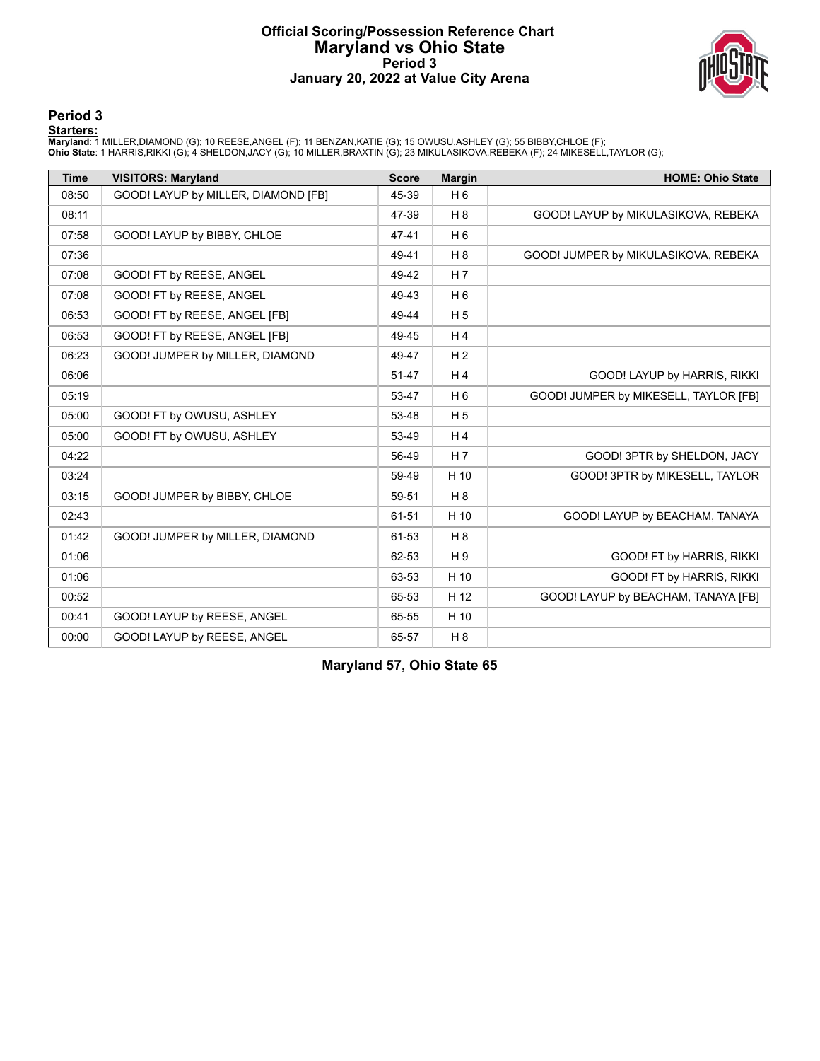# Official Scoring/Possession Reference Chart
## Maryland vs Ohio State
### Period 3
### January 20, 2022 at Value City Arena

## Period 3

**Starters:**

**Maryland**: 1 MILLER,DIAMOND (G); 10 REESE,ANGEL (F); 11 BENZAN,KATIE (G); 15 OWUSU,ASHLEY (G); 55 BIBBY,CHLOE (F);
**Ohio State**: 1 HARRIS,RIKKI (G); 4 SHELDON,JACY (G); 10 MILLER,BRAXTIN (G); 23 MIKULASIKOVA,REBEKA (F); 24 MIKESELL,TAYLOR (G);

| Time | VISITORS: Maryland | Score | Margin | HOME: Ohio State |
|---|---|---|---|---|
| 08:50 | GOOD! LAYUP by MILLER, DIAMOND [FB] | 45-39 | H 6 | |
| 08:11 | | 47-39 | H 8 | GOOD! LAYUP by MIKULASIKOVA, REBEKA |
| 07:58 | GOOD! LAYUP by BIBBY, CHLOE | 47-41 | H 6 | |
| 07:36 | | 49-41 | H 8 | GOOD! JUMPER by MIKULASIKOVA, REBEKA |
| 07:08 | GOOD! FT by REESE, ANGEL | 49-42 | H 7 | |
| 07:08 | GOOD! FT by REESE, ANGEL | 49-43 | H 6 | |
| 06:53 | GOOD! FT by REESE, ANGEL [FB] | 49-44 | H 5 | |
| 06:53 | GOOD! FT by REESE, ANGEL [FB] | 49-45 | H 4 | |
| 06:23 | GOOD! JUMPER by MILLER, DIAMOND | 49-47 | H 2 | |
| 06:06 | | 51-47 | H 4 | GOOD! LAYUP by HARRIS, RIKKI |
| 05:19 | | 53-47 | H 6 | GOOD! JUMPER by MIKESELL, TAYLOR [FB] |
| 05:00 | GOOD! FT by OWUSU, ASHLEY | 53-48 | H 5 | |
| 05:00 | GOOD! FT by OWUSU, ASHLEY | 53-49 | H 4 | |
| 04:22 | | 56-49 | H 7 | GOOD! 3PTR by SHELDON, JACY |
| 03:24 | | 59-49 | H 10 | GOOD! 3PTR by MIKESELL, TAYLOR |
| 03:15 | GOOD! JUMPER by BIBBY, CHLOE | 59-51 | H 8 | |
| 02:43 | | 61-51 | H 10 | GOOD! LAYUP by BEACHAM, TANAYA |
| 01:42 | GOOD! JUMPER by MILLER, DIAMOND | 61-53 | H 8 | |
| 01:06 | | 62-53 | H 9 | GOOD! FT by HARRIS, RIKKI |
| 01:06 | | 63-53 | H 10 | GOOD! FT by HARRIS, RIKKI |
| 00:52 | | 65-53 | H 12 | GOOD! LAYUP by BEACHAM, TANAYA [FB] |
| 00:41 | GOOD! LAYUP by REESE, ANGEL | 65-55 | H 10 | |
| 00:00 | GOOD! LAYUP by REESE, ANGEL | 65-57 | H 8 | |

**Maryland 57, Ohio State 65**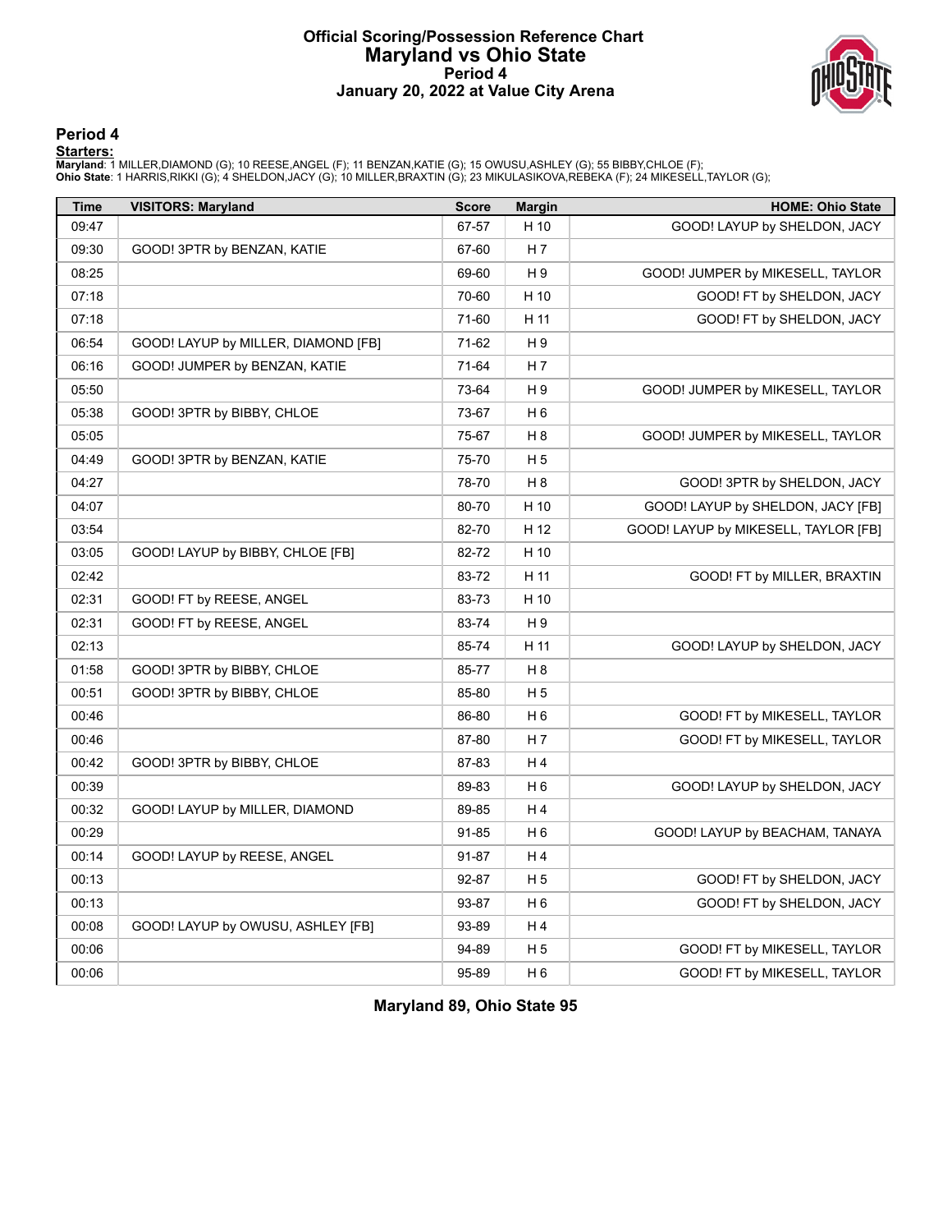# Official Scoring/Possession Reference Chart
# Maryland vs Ohio State
## Period 4
## January 20, 2022 at Value City Arena

### Period 4

**Starters:**

**Maryland**: 1 MILLER,DIAMOND (G); 10 REESE,ANGEL (F); 11 BENZAN,KATIE (G); 15 OWUSU,ASHLEY (G); 55 BIBBY,CHLOE (F);
**Ohio State**: 1 HARRIS,RIKKI (G); 4 SHELDON,JACY (G); 10 MILLER,BRAXTIN (G); 23 MIKULASIKOVA,REBEKA (F); 24 MIKESELL,TAYLOR (G);

| Time | VISITORS: Maryland | Score | Margin | HOME: Ohio State |
|---|---|---|---|---|
| 09:47 | | 67-57 | H 10 | GOOD! LAYUP by SHELDON, JACY |
| 09:30 | GOOD! 3PTR by BENZAN, KATIE | 67-60 | H 7 | |
| 08:25 | | 69-60 | H 9 | GOOD! JUMPER by MIKESELL, TAYLOR |
| 07:18 | | 70-60 | H 10 | GOOD! FT by SHELDON, JACY |
| 07:18 | | 71-60 | H 11 | GOOD! FT by SHELDON, JACY |
| 06:54 | GOOD! LAYUP by MILLER, DIAMOND [FB] | 71-62 | H 9 | |
| 06:16 | GOOD! JUMPER by BENZAN, KATIE | 71-64 | H 7 | |
| 05:50 | | 73-64 | H 9 | GOOD! JUMPER by MIKESELL, TAYLOR |
| 05:38 | GOOD! 3PTR by BIBBY, CHLOE | 73-67 | H 6 | |
| 05:05 | | 75-67 | H 8 | GOOD! JUMPER by MIKESELL, TAYLOR |
| 04:49 | GOOD! 3PTR by BENZAN, KATIE | 75-70 | H 5 | |
| 04:27 | | 78-70 | H 8 | GOOD! 3PTR by SHELDON, JACY |
| 04:07 | | 80-70 | H 10 | GOOD! LAYUP by SHELDON, JACY [FB] |
| 03:54 | | 82-70 | H 12 | GOOD! LAYUP by MIKESELL, TAYLOR [FB] |
| 03:05 | GOOD! LAYUP by BIBBY, CHLOE [FB] | 82-72 | H 10 | |
| 02:42 | | 83-72 | H 11 | GOOD! FT by MILLER, BRAXTIN |
| 02:31 | GOOD! FT by REESE, ANGEL | 83-73 | H 10 | |
| 02:31 | GOOD! FT by REESE, ANGEL | 83-74 | H 9 | |
| 02:13 | | 85-74 | H 11 | GOOD! LAYUP by SHELDON, JACY |
| 01:58 | GOOD! 3PTR by BIBBY, CHLOE | 85-77 | H 8 | |
| 00:51 | GOOD! 3PTR by BIBBY, CHLOE | 85-80 | H 5 | |
| 00:46 | | 86-80 | H 6 | GOOD! FT by MIKESELL, TAYLOR |
| 00:46 | | 87-80 | H 7 | GOOD! FT by MIKESELL, TAYLOR |
| 00:42 | GOOD! 3PTR by BIBBY, CHLOE | 87-83 | H 4 | |
| 00:39 | | 89-83 | H 6 | GOOD! LAYUP by SHELDON, JACY |
| 00:32 | GOOD! LAYUP by MILLER, DIAMOND | 89-85 | H 4 | |
| 00:29 | | 91-85 | H 6 | GOOD! LAYUP by BEACHAM, TANAYA |
| 00:14 | GOOD! LAYUP by REESE, ANGEL | 91-87 | H 4 | |
| 00:13 | | 92-87 | H 5 | GOOD! FT by SHELDON, JACY |
| 00:13 | | 93-87 | H 6 | GOOD! FT by SHELDON, JACY |
| 00:08 | GOOD! LAYUP by OWUSU, ASHLEY [FB] | 93-89 | H 4 | |
| 00:06 | | 94-89 | H 5 | GOOD! FT by MIKESELL, TAYLOR |
| 00:06 | | 95-89 | H 6 | GOOD! FT by MIKESELL, TAYLOR |

**Maryland 89, Ohio State 95**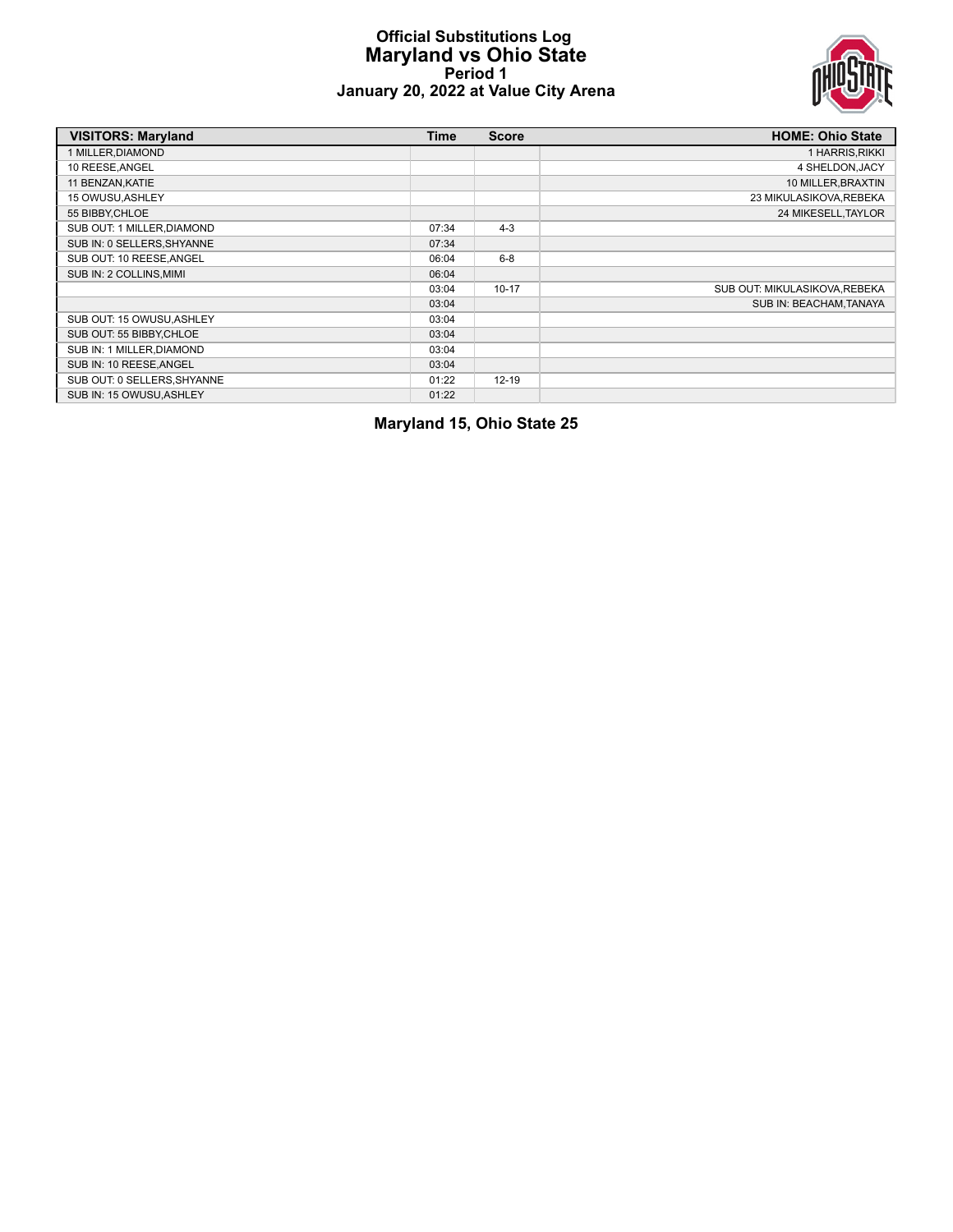# Official Substitutions Log
## Maryland vs Ohio State
### Period 1
### January 20, 2022 at Value City Arena

| VISITORS: Maryland | Time | Score | HOME: Ohio State |
|---|---|---|---|
| 1 MILLER,DIAMOND | | | 1 HARRIS,RIKKI |
| 10 REESE,ANGEL | | | 4 SHELDON,JACY |
| 11 BENZAN,KATIE | | | 10 MILLER,BRAXTIN |
| 15 OWUSU,ASHLEY | | | 23 MIKULASIKOVA,REBEKA |
| 55 BIBBY,CHLOE | | | 24 MIKESELL,TAYLOR |
| SUB OUT: 1 MILLER,DIAMOND | 07:34 | 4-3 | |
| SUB IN: 0 SELLERS,SHYANNE | 07:34 | | |
| SUB OUT: 10 REESE,ANGEL | 06:04 | 6-8 | |
| SUB IN: 2 COLLINS,MIMI | 06:04 | | |
| | 03:04 | 10-17 | SUB OUT: MIKULASIKOVA,REBEKA |
| | 03:04 | | SUB IN: BEACHAM,TANAYA |
| SUB OUT: 15 OWUSU,ASHLEY | 03:04 | | |
| SUB OUT: 55 BIBBY,CHLOE | 03:04 | | |
| SUB IN: 1 MILLER,DIAMOND | 03:04 | | |
| SUB IN: 10 REESE,ANGEL | 03:04 | | |
| SUB OUT: 0 SELLERS,SHYANNE | 01:22 | 12-19 | |
| SUB IN: 15 OWUSU,ASHLEY | 01:22 | | |

**Maryland 15, Ohio State 25**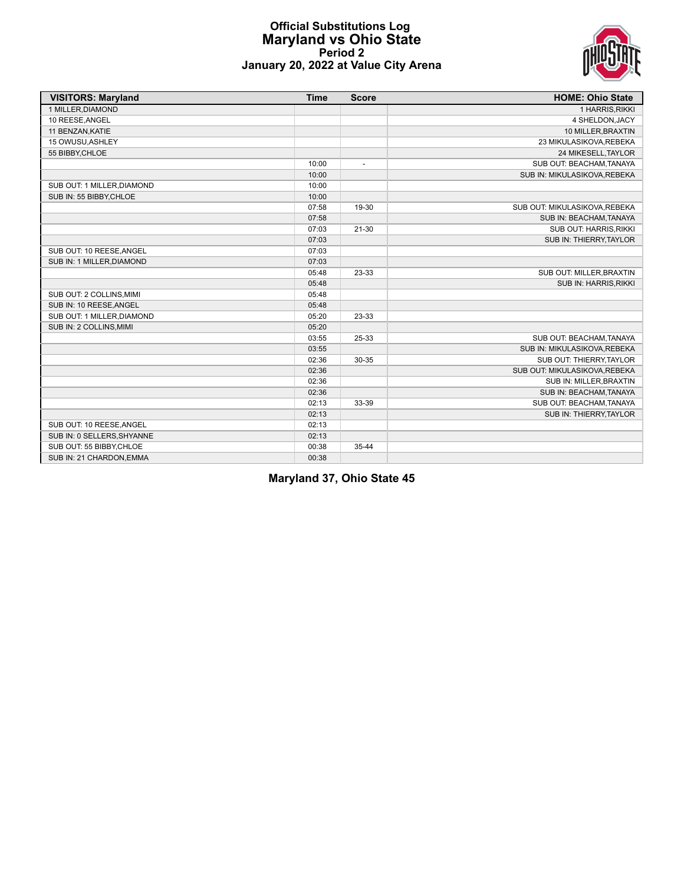# Official Substitutions Log
## Maryland vs Ohio State
### Period 2
### January 20, 2022 at Value City Arena

| VISITORS: Maryland | Time | Score | HOME: Ohio State |
|---|---|---|---|
| 1 MILLER,DIAMOND | | | 1 HARRIS,RIKKI |
| 10 REESE,ANGEL | | | 4 SHELDON,JACY |
| 11 BENZAN,KATIE | | | 10 MILLER,BRAXTIN |
| 15 OWUSU,ASHLEY | | | 23 MIKULASIKOVA,REBEKA |
| 55 BIBBY,CHLOE | | | 24 MIKESELL,TAYLOR |
| | 10:00 | - | SUB OUT: BEACHAM,TANAYA |
| | 10:00 | | SUB IN: MIKULASIKOVA,REBEKA |
| SUB OUT: 1 MILLER,DIAMOND | 10:00 | | |
| SUB IN: 55 BIBBY,CHLOE | 10:00 | | |
| | 07:58 | 19-30 | SUB OUT: MIKULASIKOVA,REBEKA |
| | 07:58 | | SUB IN: BEACHAM,TANAYA |
| | 07:03 | 21-30 | SUB OUT: HARRIS,RIKKI |
| | 07:03 | | SUB IN: THIERRY,TAYLOR |
| SUB OUT: 10 REESE,ANGEL | 07:03 | | |
| SUB IN: 1 MILLER,DIAMOND | 07:03 | | |
| | 05:48 | 23-33 | SUB OUT: MILLER,BRAXTIN |
| | 05:48 | | SUB IN: HARRIS,RIKKI |
| SUB OUT: 2 COLLINS,MIMI | 05:48 | | |
| SUB IN: 10 REESE,ANGEL | 05:48 | | |
| SUB OUT: 1 MILLER,DIAMOND | 05:20 | 23-33 | |
| SUB IN: 2 COLLINS,MIMI | 05:20 | | |
| | 03:55 | 25-33 | SUB OUT: BEACHAM,TANAYA |
| | 03:55 | | SUB IN: MIKULASIKOVA,REBEKA |
| | 02:36 | 30-35 | SUB OUT: THIERRY,TAYLOR |
| | 02:36 | | SUB OUT: MIKULASIKOVA,REBEKA |
| | 02:36 | | SUB IN: MILLER,BRAXTIN |
| | 02:36 | | SUB IN: BEACHAM,TANAYA |
| | 02:13 | 33-39 | SUB OUT: BEACHAM,TANAYA |
| | 02:13 | | SUB IN: THIERRY,TAYLOR |
| SUB OUT: 10 REESE,ANGEL | 02:13 | | |
| SUB IN: 0 SELLERS,SHYANNE | 02:13 | | |
| SUB OUT: 55 BIBBY,CHLOE | 00:38 | 35-44 | |
| SUB IN: 21 CHARDON,EMMA | 00:38 | | |

**Maryland 37, Ohio State 45**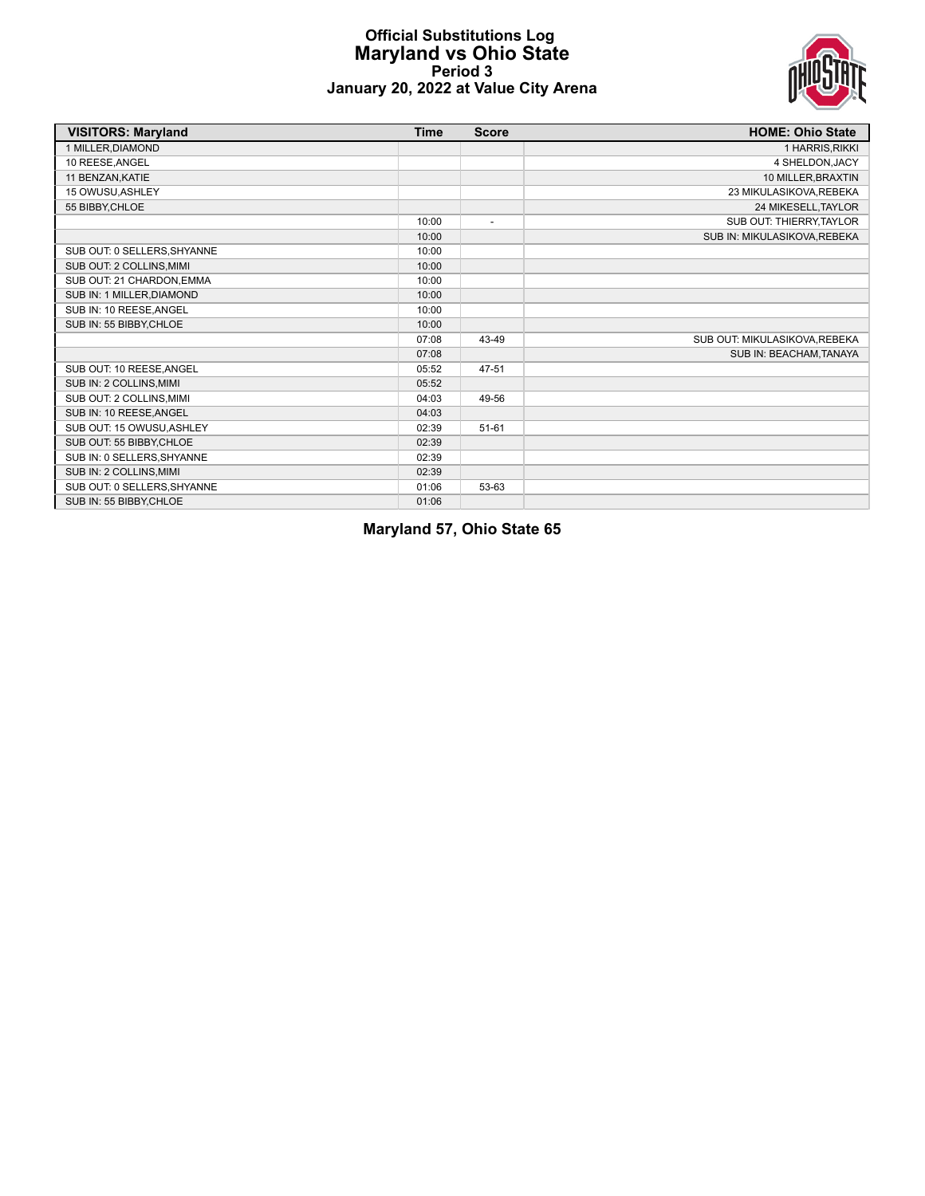# Official Substitutions Log
## Maryland vs Ohio State
### Period 3
### January 20, 2022 at Value City Arena

| VISITORS: Maryland | Time | Score | HOME: Ohio State |
|---|---|---|---|
| 1 MILLER,DIAMOND | | | 1 HARRIS,RIKKI |
| 10 REESE,ANGEL | | | 4 SHELDON,JACY |
| 11 BENZAN,KATIE | | | 10 MILLER,BRAXTIN |
| 15 OWUSU,ASHLEY | | | 23 MIKULASIKOVA,REBEKA |
| 55 BIBBY,CHLOE | | | 24 MIKESELL,TAYLOR |
| | 10:00 | - | SUB OUT: THIERRY,TAYLOR |
| | 10:00 | | SUB IN: MIKULASIKOVA,REBEKA |
| SUB OUT: 0 SELLERS,SHYANNE | 10:00 | | |
| SUB OUT: 2 COLLINS,MIMI | 10:00 | | |
| SUB OUT: 21 CHARDON,EMMA | 10:00 | | |
| SUB IN: 1 MILLER,DIAMOND | 10:00 | | |
| SUB IN: 10 REESE,ANGEL | 10:00 | | |
| SUB IN: 55 BIBBY,CHLOE | 10:00 | | |
| | 07:08 | 43-49 | SUB OUT: MIKULASIKOVA,REBEKA |
| | 07:08 | | SUB IN: BEACHAM,TANAYA |
| SUB OUT: 10 REESE,ANGEL | 05:52 | 47-51 | |
| SUB IN: 2 COLLINS,MIMI | 05:52 | | |
| SUB OUT: 2 COLLINS,MIMI | 04:03 | 49-56 | |
| SUB IN: 10 REESE,ANGEL | 04:03 | | |
| SUB OUT: 15 OWUSU,ASHLEY | 02:39 | 51-61 | |
| SUB OUT: 55 BIBBY,CHLOE | 02:39 | | |
| SUB IN: 0 SELLERS,SHYANNE | 02:39 | | |
| SUB IN: 2 COLLINS,MIMI | 02:39 | | |
| SUB OUT: 0 SELLERS,SHYANNE | 01:06 | 53-63 | |
| SUB IN: 55 BIBBY,CHLOE | 01:06 | | |

**Maryland 57, Ohio State 65**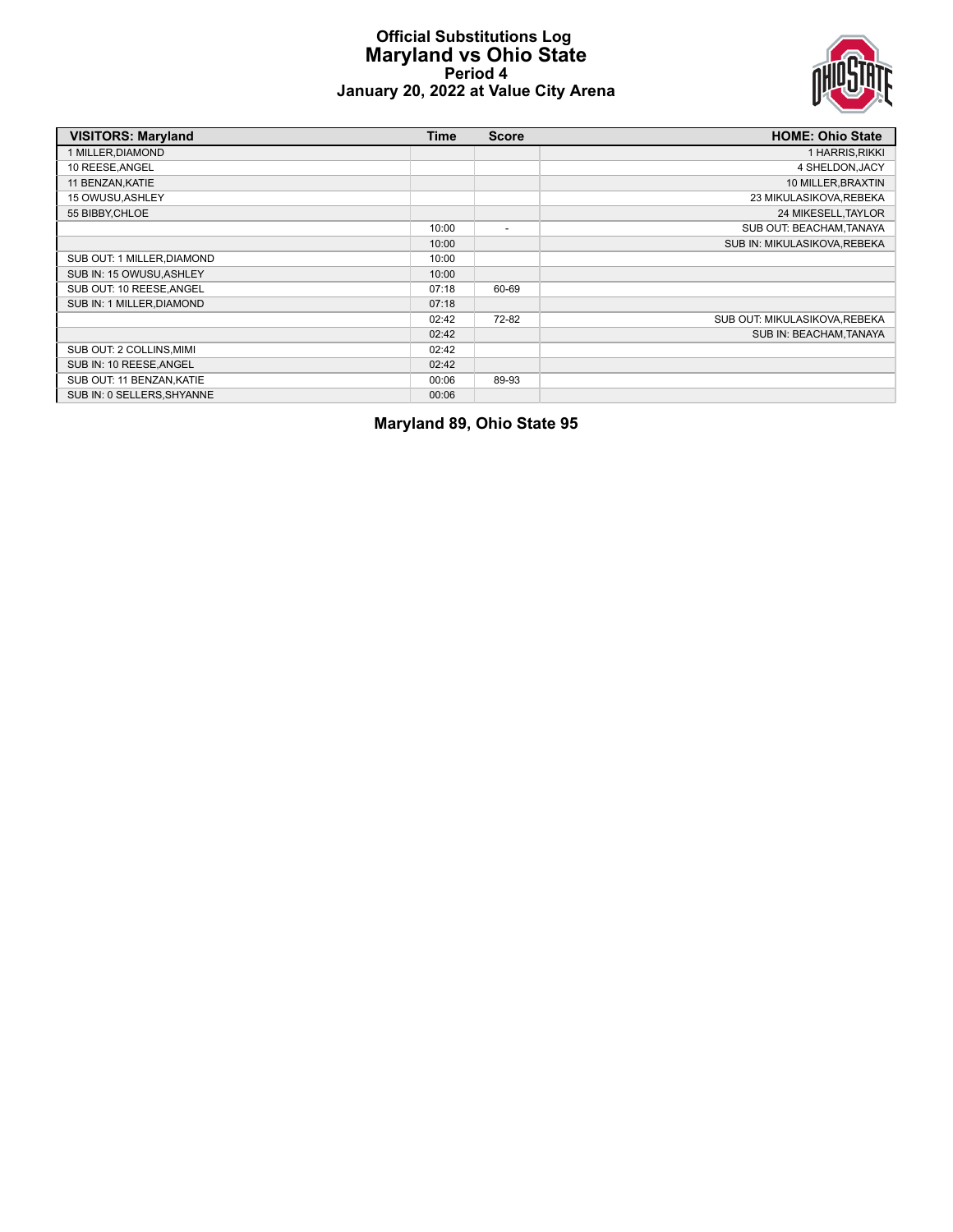# Official Substitutions Log
## Maryland vs Ohio State
### Period 4
### January 20, 2022 at Value City Arena

| VISITORS: Maryland | Time | Score | HOME: Ohio State |
|---|---|---|---|
| 1 MILLER,DIAMOND | | | 1 HARRIS,RIKKI |
| 10 REESE,ANGEL | | | 4 SHELDON,JACY |
| 11 BENZAN,KATIE | | | 10 MILLER,BRAXTIN |
| 15 OWUSU,ASHLEY | | | 23 MIKULASIKOVA,REBEKA |
| 55 BIBBY,CHLOE | | | 24 MIKESELL,TAYLOR |
| | 10:00 | - | SUB OUT: BEACHAM,TANAYA |
| | 10:00 | | SUB IN: MIKULASIKOVA,REBEKA |
| SUB OUT: 1 MILLER,DIAMOND | 10:00 | | |
| SUB IN: 15 OWUSU,ASHLEY | 10:00 | | |
| SUB OUT: 10 REESE,ANGEL | 07:18 | 60-69 | |
| SUB IN: 1 MILLER,DIAMOND | 07:18 | | |
| | 02:42 | 72-82 | SUB OUT: MIKULASIKOVA,REBEKA |
| | 02:42 | | SUB IN: BEACHAM,TANAYA |
| SUB OUT: 2 COLLINS,MIMI | 02:42 | | |
| SUB IN: 10 REESE,ANGEL | 02:42 | | |
| SUB OUT: 11 BENZAN,KATIE | 00:06 | 89-93 | |
| SUB IN: 0 SELLERS,SHYANNE | 00:06 | | |

**Maryland 89, Ohio State 95**